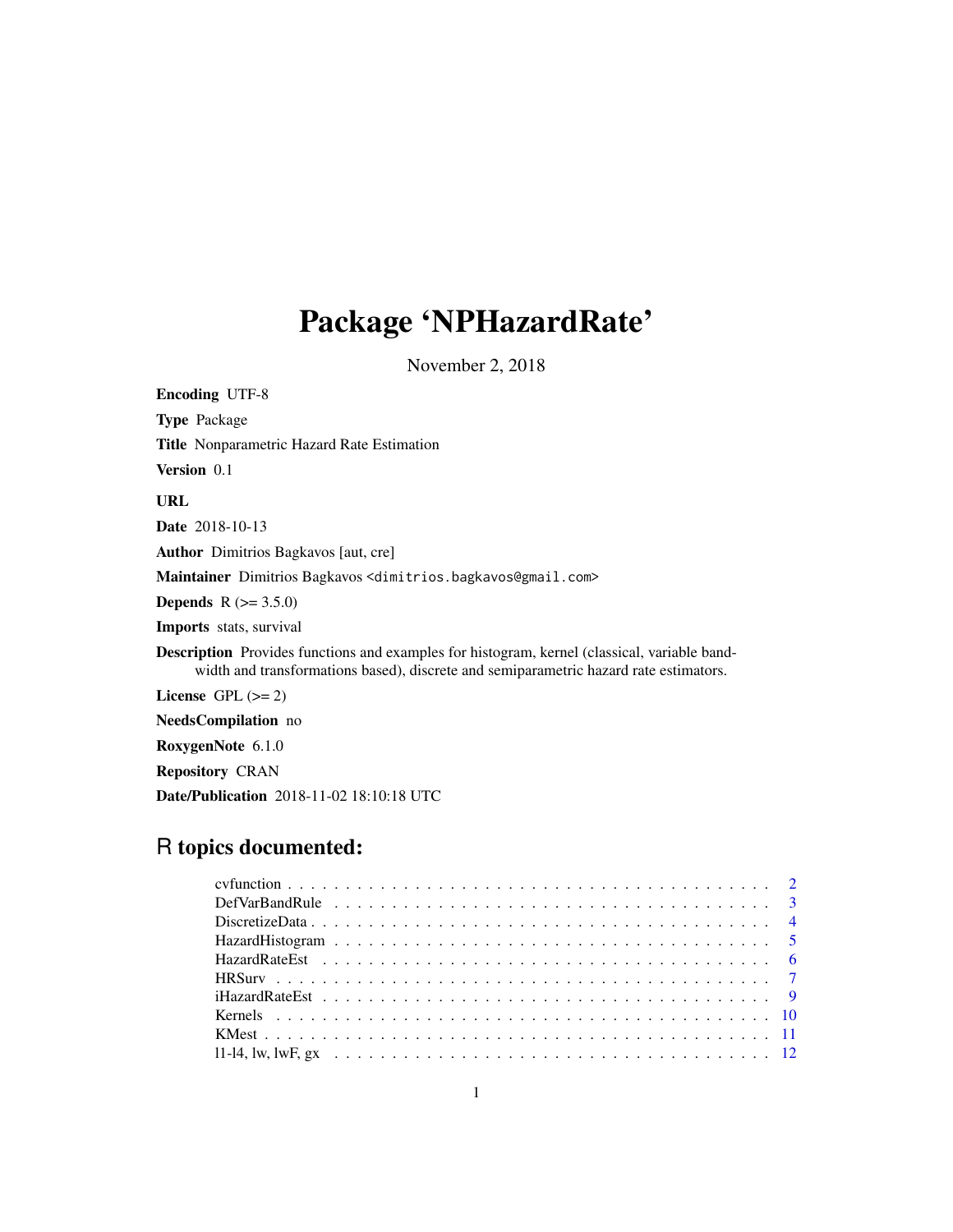# Package 'NPHazardRate'

November 2, 2018

**Encoding** UTF-8

**Type** Package

**Title** Nonparametric Hazard Rate Estimation

**Version** 0.1

**URL**

**Date** 2018-10-13

**Author** Dimitrios Bagkavos [aut, cre]

**Maintainer** Dimitrios Bagkavos <dimitrios.bagkavos@gmail.com>

**Depends** R (>= 3.5.0)

**Imports** stats, survival

**Description** Provides functions and examples for histogram, kernel (classical, variable bandwidth and transformations based), discrete and semiparametric hazard rate estimators.

**License** GPL (>= 2)

**NeedsCompilation** no

**RoxygenNote** 6.1.0

**Repository** CRAN

**Date/Publication** 2018-11-02 18:10:18 UTC

## R topics documented:

- cvfunction . . . . . . . . . . . . . . . . . . . . . . . . . . . . . . . . . . . . . . . . . 2
- DefVarBandRule . . . . . . . . . . . . . . . . . . . . . . . . . . . . . . . . . . . . . 3
- DiscretizeData . . . . . . . . . . . . . . . . . . . . . . . . . . . . . . . . . . . . . . . 4
- HazardHistogram . . . . . . . . . . . . . . . . . . . . . . . . . . . . . . . . . . . . . 5
- HazardRateEst . . . . . . . . . . . . . . . . . . . . . . . . . . . . . . . . . . . . . . 6
- HRSurv . . . . . . . . . . . . . . . . . . . . . . . . . . . . . . . . . . . . . . . . . . . 7
- iHazardRateEst . . . . . . . . . . . . . . . . . . . . . . . . . . . . . . . . . . . . . . 9
- Kernels . . . . . . . . . . . . . . . . . . . . . . . . . . . . . . . . . . . . . . . . . . 10
- KMest . . . . . . . . . . . . . . . . . . . . . . . . . . . . . . . . . . . . . . . . . . . 11
- l1-l4, lw, lwF, gx . . . . . . . . . . . . . . . . . . . . . . . . . . . . . . . . . . . . 12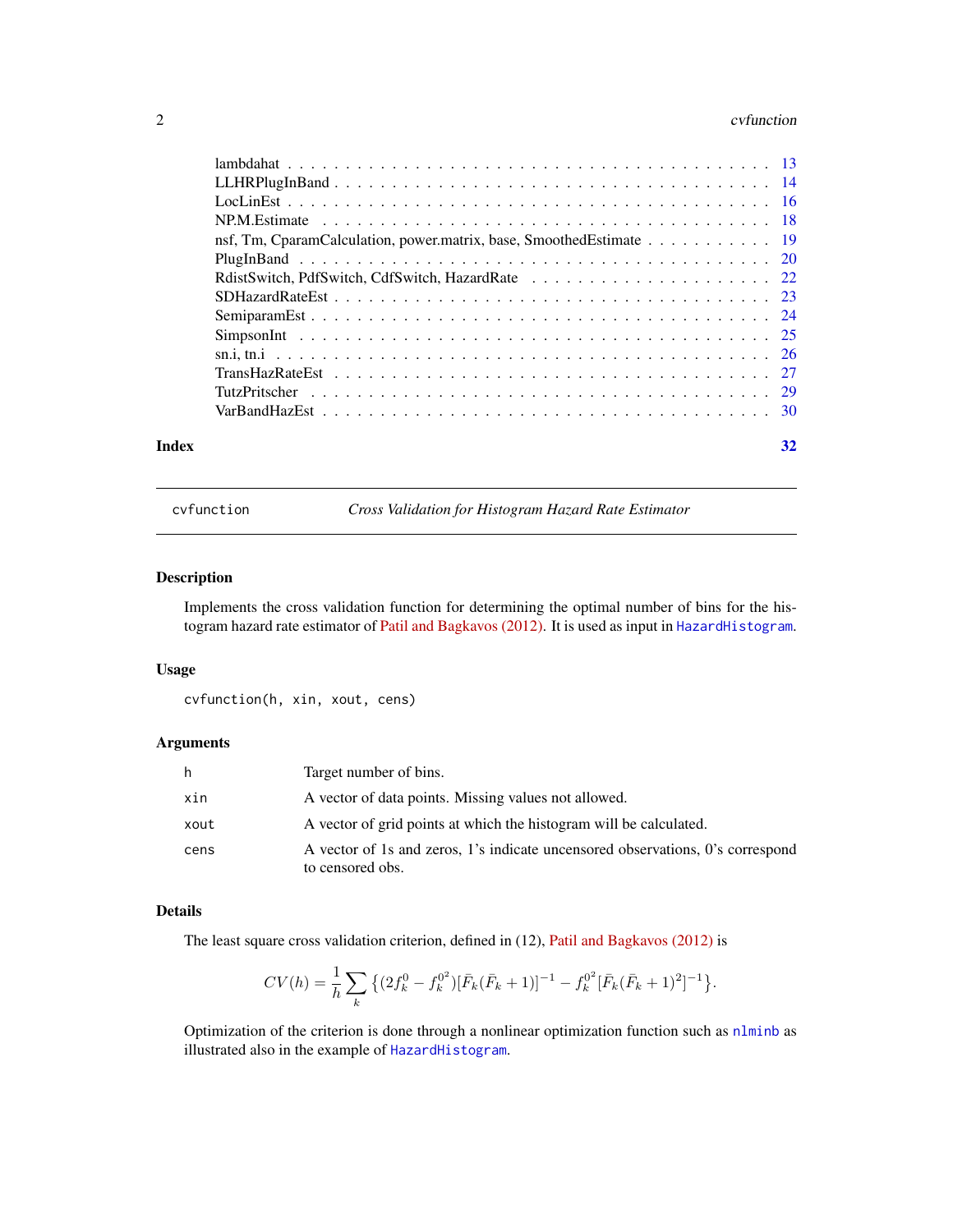lambdahat . . . . . . . . . . . . . . . . . . . . . . . . . . . . . . . . . . . . . . . . 13
LLHRPlugInBand . . . . . . . . . . . . . . . . . . . . . . . . . . . . . . . . . . . . . 14
LocLinEst . . . . . . . . . . . . . . . . . . . . . . . . . . . . . . . . . . . . . . . . 16
NP.M.Estimate . . . . . . . . . . . . . . . . . . . . . . . . . . . . . . . . . . . . . . 18
nsf, Tm, CparamCalculation, power.matrix, base, SmoothedEstimate . . . . . . . . . . . 19
PlugInBand . . . . . . . . . . . . . . . . . . . . . . . . . . . . . . . . . . . . . . . 20
RdistSwitch, PdfSwitch, CdfSwitch, HazardRate . . . . . . . . . . . . . . . . . . . . . 22
SDHazardRateEst . . . . . . . . . . . . . . . . . . . . . . . . . . . . . . . . . . . . . 23
SemiparamEst . . . . . . . . . . . . . . . . . . . . . . . . . . . . . . . . . . . . . . 24
SimpsonInt . . . . . . . . . . . . . . . . . . . . . . . . . . . . . . . . . . . . . . . 25
sn.i, tn.i . . . . . . . . . . . . . . . . . . . . . . . . . . . . . . . . . . . . . . . . 26
TransHazRateEst . . . . . . . . . . . . . . . . . . . . . . . . . . . . . . . . . . . . . 27
TutzPritscher . . . . . . . . . . . . . . . . . . . . . . . . . . . . . . . . . . . . . . 29
VarBandHazEst . . . . . . . . . . . . . . . . . . . . . . . . . . . . . . . . . . . . . . 30

**Index** 32

---

`cvfunction` *Cross Validation for Histogram Hazard Rate Estimator*

---

## Description

Implements the cross validation function for determining the optimal number of bins for the histogram hazard rate estimator of Patil and Bagkavos (2012). It is used as input in `HazardHistogram`.

## Usage

```
cvfunction(h, xin, xout, cens)
```

## Arguments

| | |
|---|---|
| `h` | Target number of bins. |
| `xin` | A vector of data points. Missing values not allowed. |
| `xout` | A vector of grid points at which the histogram will be calculated. |
| `cens` | A vector of 1s and zeros, 1's indicate uncensored observations, 0's correspond to censored obs. |

## Details

The least square cross validation criterion, defined in (12), Patil and Bagkavos (2012) is

$$CV(h) = \frac{1}{h} \sum_k \left\{ (2f_k^0 - f_k^{0^2})[\bar{F}_k(\bar{F}_k + 1)]^{-1} - f_k^{0^2}[\bar{F}_k(\bar{F}_k + 1)^2]^{-1} \right\}.$$

Optimization of the criterion is done through a nonlinear optimization function such as `nlminb` as illustrated also in the example of `HazardHistogram`.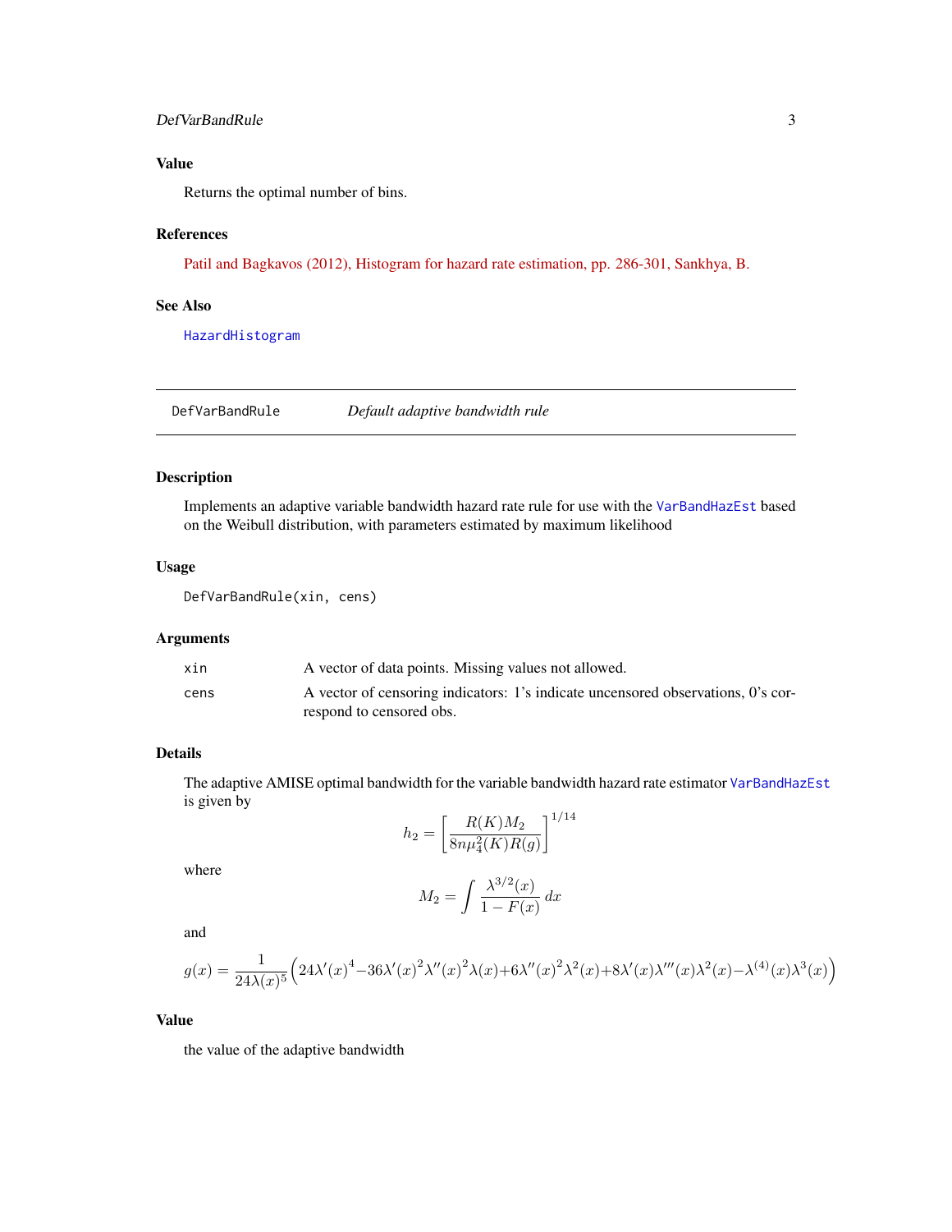## Value

Returns the optimal number of bins.

## References

Patil and Bagkavos (2012), Histogram for hazard rate estimation, pp. 286-301, Sankhya, B.

## See Also

HazardHistogram

---

# DefVarBandRule — *Default adaptive bandwidth rule*

## Description

Implements an adaptive variable bandwidth hazard rate rule for use with the VarBandHazEst based on the Weibull distribution, with parameters estimated by maximum likelihood

## Usage

```
DefVarBandRule(xin, cens)
```

## Arguments

| | |
|---|---|
| xin | A vector of data points. Missing values not allowed. |
| cens | A vector of censoring indicators: 1's indicate uncensored observations, 0's correspond to censored obs. |

## Details

The adaptive AMISE optimal bandwidth for the variable bandwidth hazard rate estimator VarBandHazEst is given by

$$h_2 = \left[ \frac{R(K) M_2}{8 n \mu_4^2(K) R(g)} \right]^{1/14}$$

where

$$M_2 = \int \frac{\lambda^{3/2}(x)}{1 - F(x)} \, dx$$

and

$$g(x) = \frac{1}{24 \lambda(x)^5} \Big( 24 \lambda'(x)^4 - 36 \lambda'(x)^2 \lambda''(x)^2 \lambda(x) + 6 \lambda''(x)^2 \lambda^2(x) + 8 \lambda'(x) \lambda'''(x) \lambda^2(x) - \lambda^{(4)}(x) \lambda^3(x) \Big)$$

## Value

the value of the adaptive bandwidth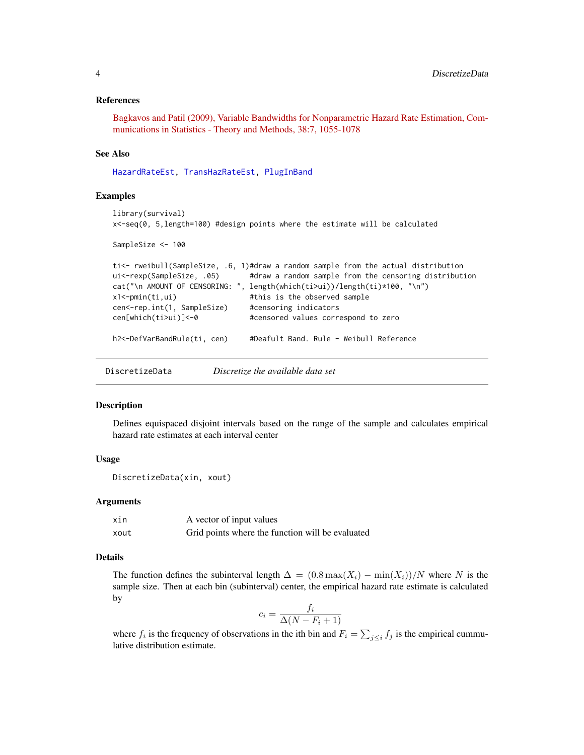### References

Bagkavos and Patil (2009), Variable Bandwidths for Nonparametric Hazard Rate Estimation, Communications in Statistics - Theory and Methods, 38:7, 1055-1078

### See Also

HazardRateEst, TransHazRateEst, PlugInBand

### Examples

```
library(survival)
x<-seq(0, 5,length=100) #design points where the estimate will be calculated

SampleSize <- 100

ti<- rweibull(SampleSize, .6, 1)#draw a random sample from the actual distribution
ui<-rexp(SampleSize, .05)       #draw a random sample from the censoring distribution
cat("\n AMOUNT OF CENSORING: ", length(which(ti>ui))/length(ti)*100, "\n")
x1<-pmin(ti,ui)                 #this is the observed sample
cen<-rep.int(1, SampleSize)     #censoring indicators
cen[which(ti>ui)]<-0            #censored values correspond to zero

h2<-DefVarBandRule(ti, cen)     #Deafult Band. Rule - Weibull Reference
```

---

## DiscretizeData &nbsp;&nbsp;&nbsp;&nbsp; *Discretize the available data set*

---

### Description

Defines equispaced disjoint intervals based on the range of the sample and calculates empirical hazard rate estimates at each interval center

### Usage

```
DiscretizeData(xin, xout)
```

### Arguments

| | |
|---|---|
| xin | A vector of input values |
| xout | Grid points where the function will be evaluated |

### Details

The function defines the subinterval length $\Delta = (0.8\max(X_i) - \min(X_i))/N$ where $N$ is the sample size. Then at each bin (subinterval) center, the empirical hazard rate estimate is calculated by

$$c_i = \frac{f_i}{\Delta(N - F_i + 1)}$$

where $f_i$ is the frequency of observations in the ith bin and $F_i = \sum_{j \leq i} f_j$ is the empirical cummulative distribution estimate.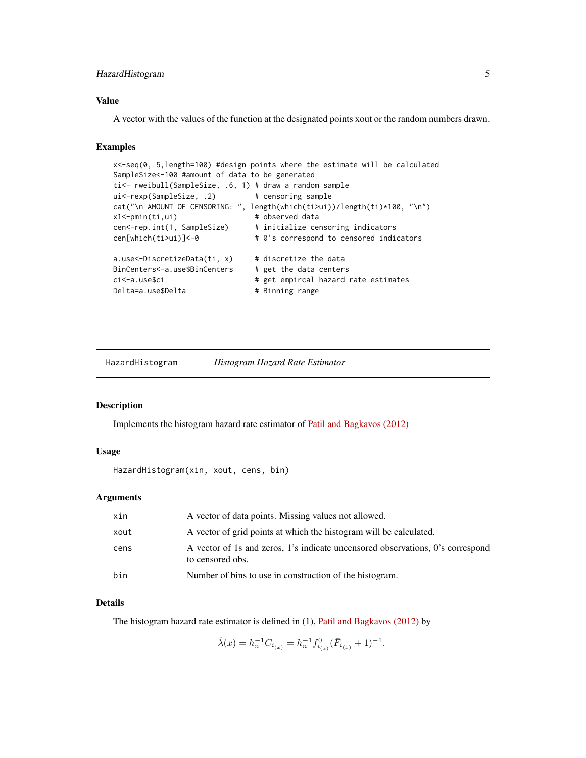### Value

A vector with the values of the function at the designated points xout or the random numbers drawn.

### Examples

```
x<-seq(0, 5,length=100) #design points where the estimate will be calculated
SampleSize<-100 #amount of data to be generated
ti<- rweibull(SampleSize, .6, 1) # draw a random sample
ui<-rexp(SampleSize, .2)         # censoring sample
cat("\n AMOUNT OF CENSORING: ", length(which(ti>ui))/length(ti)*100, "\n")
x1<-pmin(ti,ui)                  # observed data
cen<-rep.int(1, SampleSize)      # initialize censoring indicators
cen[which(ti>ui)]<-0             # 0's correspond to censored indicators

a.use<-DiscretizeData(ti, x)     # discretize the data
BinCenters<-a.use$BinCenters     # get the data centers
ci<-a.use$ci                     # get empirical hazard rate estimates
Delta=a.use$Delta                # Binning range
```

---

## HazardHistogram — *Histogram Hazard Rate Estimator*

### Description

Implements the histogram hazard rate estimator of Patil and Bagkavos (2012)

### Usage

```
HazardHistogram(xin, xout, cens, bin)
```

### Arguments

| | |
|---|---|
| xin | A vector of data points. Missing values not allowed. |
| xout | A vector of grid points at which the histogram will be calculated. |
| cens | A vector of 1s and zeros, 1's indicate uncensored observations, 0's correspond to censored obs. |
| bin | Number of bins to use in construction of the histogram. |

### Details

The histogram hazard rate estimator is defined in (1), Patil and Bagkavos (2012) by

$$\hat{\lambda}(x) = h_n^{-1} C_{i_{(x)}} = h_n^{-1} f^0_{i_{(x)}} (\bar{F}_{i_{(x)}} + 1)^{-1}.$$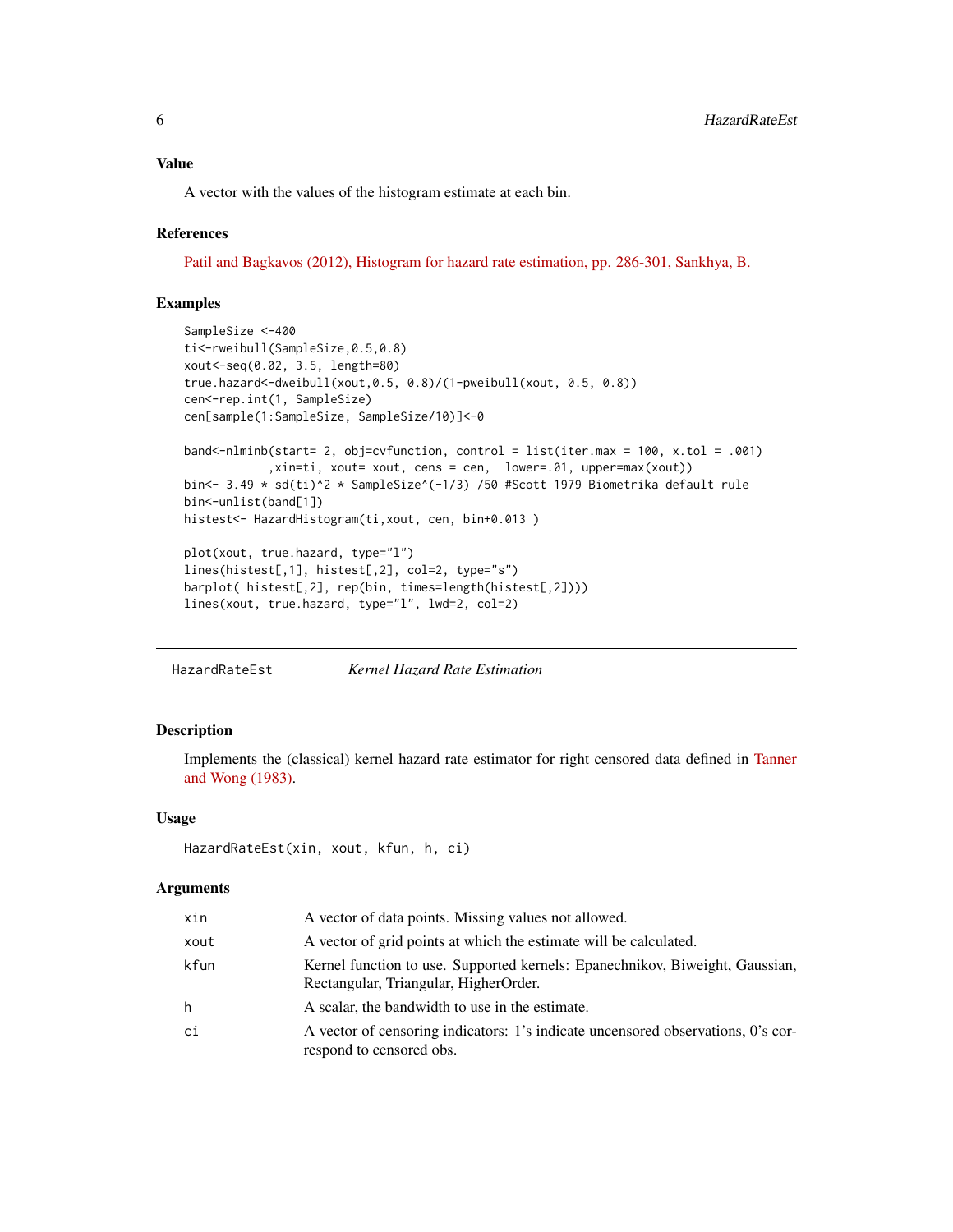## Value

A vector with the values of the histogram estimate at each bin.

## References

Patil and Bagkavos (2012), Histogram for hazard rate estimation, pp. 286-301, Sankhya, B.

## Examples

```
SampleSize <-400
ti<-rweibull(SampleSize,0.5,0.8)
xout<-seq(0.02, 3.5, length=80)
true.hazard<-dweibull(xout,0.5, 0.8)/(1-pweibull(xout, 0.5, 0.8))
cen<-rep.int(1, SampleSize)
cen[sample(1:SampleSize, SampleSize/10)]<-0

band<-nlminb(start= 2, obj=cvfunction, control = list(iter.max = 100, x.tol = .001)
           ,xin=ti, xout= xout, cens = cen,  lower=.01, upper=max(xout))
bin<- 3.49 * sd(ti)^2 * SampleSize^(-1/3) /50 #Scott 1979 Biometrika default rule
bin<-unlist(band[1])
histest<- HazardHistogram(ti,xout, cen, bin+0.013 )

plot(xout, true.hazard, type="l")
lines(histest[,1], histest[,2], col=2, type="s")
barplot( histest[,2], rep(bin, times=length(histest[,2])))
lines(xout, true.hazard, type="l", lwd=2, col=2)
```

---

# HazardRateEst — *Kernel Hazard Rate Estimation*

## Description

Implements the (classical) kernel hazard rate estimator for right censored data defined in Tanner and Wong (1983).

## Usage

```
HazardRateEst(xin, xout, kfun, h, ci)
```

## Arguments

| | |
|---|---|
| xin | A vector of data points. Missing values not allowed. |
| xout | A vector of grid points at which the estimate will be calculated. |
| kfun | Kernel function to use. Supported kernels: Epanechnikov, Biweight, Gaussian, Rectangular, Triangular, HigherOrder. |
| h | A scalar, the bandwidth to use in the estimate. |
| ci | A vector of censoring indicators: 1's indicate uncensored observations, 0's correspond to censored obs. |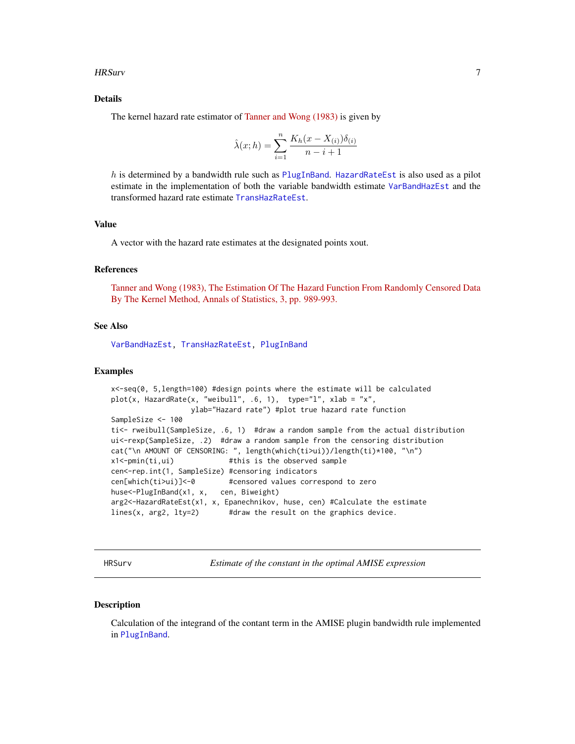## Details

The kernel hazard rate estimator of Tanner and Wong (1983) is given by

$$\hat{\lambda}(x; h) = \sum_{i=1}^{n} \frac{K_h(x - X_{(i)})\delta_{(i)}}{n - i + 1}$$

$h$ is determined by a bandwidth rule such as PlugInBand. HazardRateEst is also used as a pilot estimate in the implementation of both the variable bandwidth estimate VarBandHazEst and the transformed hazard rate estimate TransHazRateEst.

## Value

A vector with the hazard rate estimates at the designated points xout.

## References

Tanner and Wong (1983), The Estimation Of The Hazard Function From Randomly Censored Data By The Kernel Method, Annals of Statistics, 3, pp. 989-993.

## See Also

VarBandHazEst, TransHazRateEst, PlugInBand

## Examples

```
x<-seq(0, 5,length=100) #design points where the estimate will be calculated
plot(x, HazardRate(x, "weibull", .6, 1),  type="l", xlab = "x",
                  ylab="Hazard rate") #plot true hazard rate function
SampleSize <- 100
ti<- rweibull(SampleSize, .6, 1)  #draw a random sample from the actual distribution
ui<-rexp(SampleSize, .2)  #draw a random sample from the censoring distribution
cat("\n AMOUNT OF CENSORING: ", length(which(ti>ui))/length(ti)*100, "\n")
x1<-pmin(ti,ui)             #this is the observed sample
cen<-rep.int(1, SampleSize) #censoring indicators
cen[which(ti>ui)]<-0        #censored values correspond to zero
huse<-PlugInBand(x1, x,   cen, Biweight)
arg2<-HazardRateEst(x1, x, Epanechnikov, huse, cen) #Calculate the estimate
lines(x, arg2, lty=2)       #draw the result on the graphics device.
```

---

# HRSurv — *Estimate of the constant in the optimal AMISE expression*

## Description

Calculation of the integrand of the contant term in the AMISE plugin bandwidth rule implemented in PlugInBand.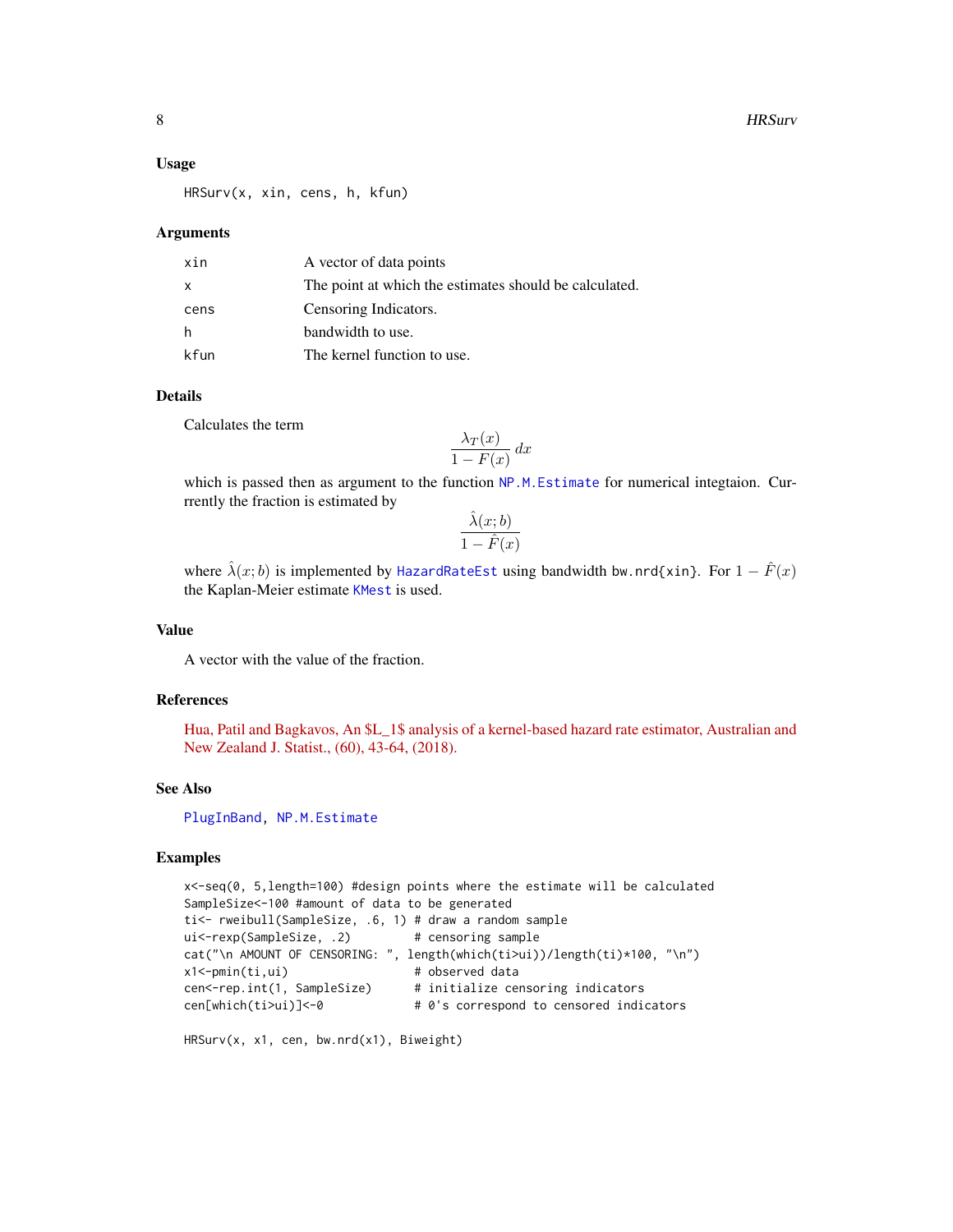### Usage

```
HRSurv(x, xin, cens, h, kfun)
```

### Arguments

| | |
|---|---|
| xin | A vector of data points |
| x | The point at which the estimates should be calculated. |
| cens | Censoring Indicators. |
| h | bandwidth to use. |
| kfun | The kernel function to use. |

### Details

Calculates the term

$$\frac{\lambda_T(x)}{1 - F(x)}\, dx$$

which is passed then as argument to the function NP.M.Estimate for numerical integtaion. Currrently the fraction is estimated by

$$\frac{\hat{\lambda}(x; b)}{1 - \hat{F}(x)}$$

where $\hat{\lambda}(x; b)$ is implemented by HazardRateEst using bandwidth bw.nrd{xin}. For $1 - \hat{F}(x)$ the Kaplan-Meier estimate KMest is used.

### Value

A vector with the value of the fraction.

### References

Hua, Patil and Bagkavos, An $L_1$ analysis of a kernel-based hazard rate estimator, Australian and New Zealand J. Statist., (60), 43-64, (2018).

### See Also

PlugInBand, NP.M.Estimate

### Examples

```
x<-seq(0, 5,length=100) #design points where the estimate will be calculated
SampleSize<-100 #amount of data to be generated
ti<- rweibull(SampleSize, .6, 1) # draw a random sample
ui<-rexp(SampleSize, .2)         # censoring sample
cat("\n AMOUNT OF CENSORING: ", length(which(ti>ui))/length(ti)*100, "\n")
x1<-pmin(ti,ui)                  # observed data
cen<-rep.int(1, SampleSize)      # initialize censoring indicators
cen[which(ti>ui)]<-0             # 0's correspond to censored indicators

HRSurv(x, x1, cen, bw.nrd(x1), Biweight)
```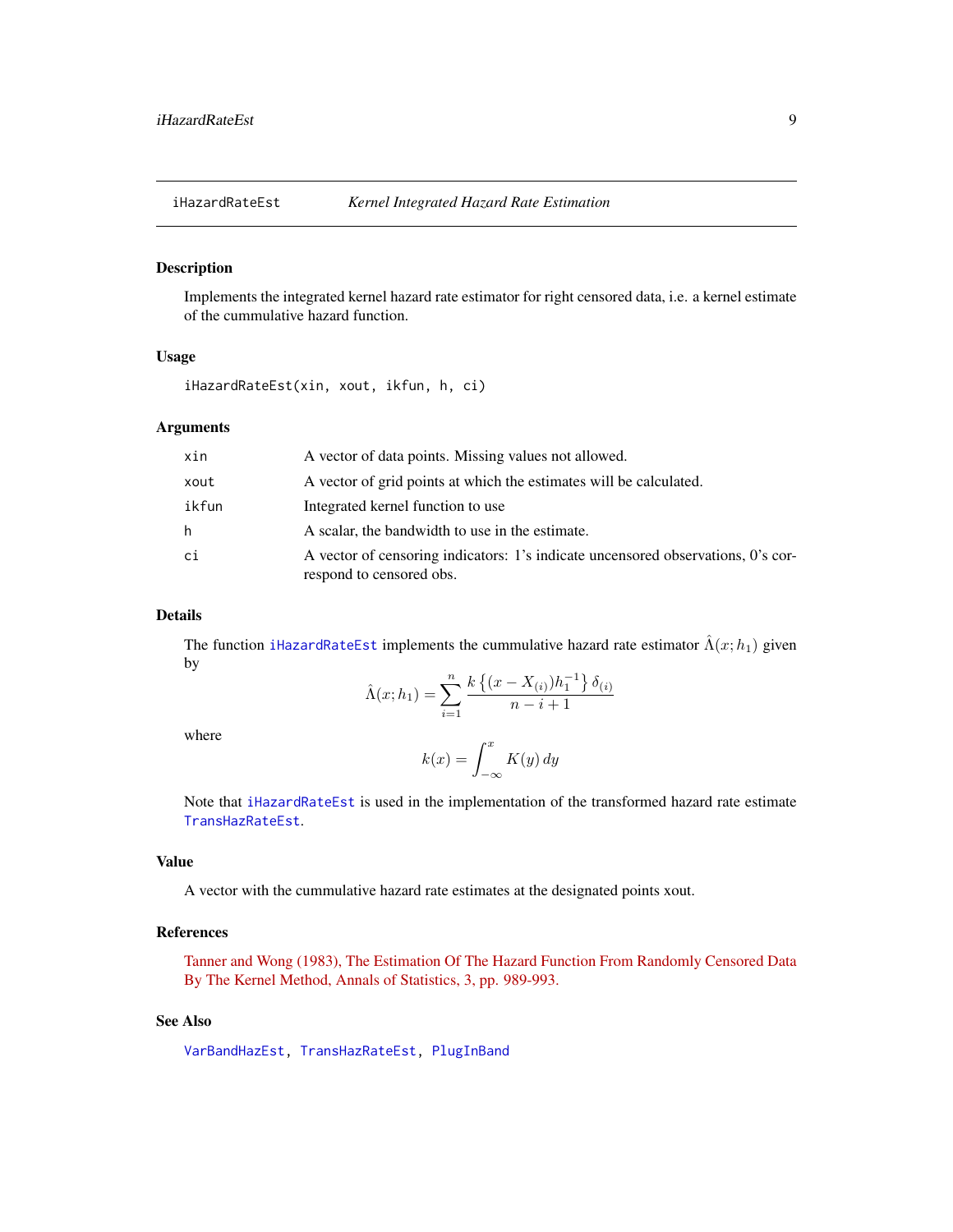`iHazardRateEst` *Kernel Integrated Hazard Rate Estimation*

## Description

Implements the integrated kernel hazard rate estimator for right censored data, i.e. a kernel estimate of the cummulative hazard function.

## Usage

```
iHazardRateEst(xin, xout, ikfun, h, ci)
```

## Arguments

| | |
|---|---|
| `xin` | A vector of data points. Missing values not allowed. |
| `xout` | A vector of grid points at which the estimates will be calculated. |
| `ikfun` | Integrated kernel function to use |
| `h` | A scalar, the bandwidth to use in the estimate. |
| `ci` | A vector of censoring indicators: 1's indicate uncensored observations, 0's correspond to censored obs. |

## Details

The function `iHazardRateEst` implements the cummulative hazard rate estimator $\hat{\Lambda}(x; h_1)$ given by

$$\hat{\Lambda}(x; h_1) = \sum_{i=1}^{n} \frac{k\left\{(x - X_{(i)})h_1^{-1}\right\}\delta_{(i)}}{n - i + 1}$$

where

$$k(x) = \int_{-\infty}^{x} K(y)\,dy$$

Note that `iHazardRateEst` is used in the implementation of the transformed hazard rate estimate `TransHazRateEst`.

## Value

A vector with the cummulative hazard rate estimates at the designated points xout.

## References

Tanner and Wong (1983), The Estimation Of The Hazard Function From Randomly Censored Data By The Kernel Method, Annals of Statistics, 3, pp. 989-993.

## See Also

`VarBandHazEst`, `TransHazRateEst`, `PlugInBand`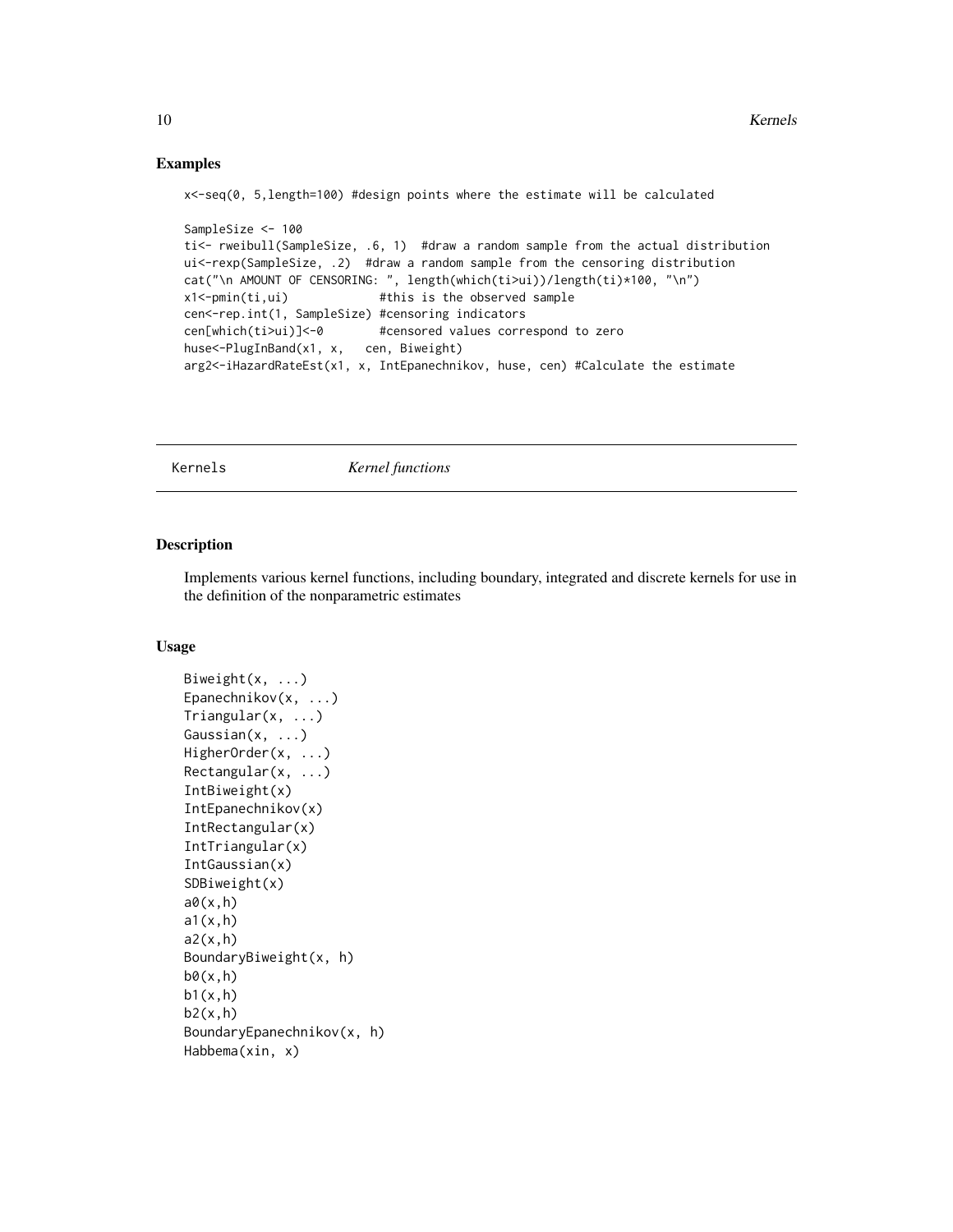## Examples

```
x<-seq(0, 5,length=100) #design points where the estimate will be calculated

SampleSize <- 100
ti<- rweibull(SampleSize, .6, 1)  #draw a random sample from the actual distribution
ui<-rexp(SampleSize, .2)  #draw a random sample from the censoring distribution
cat("\n AMOUNT OF CENSORING: ", length(which(ti>ui))/length(ti)*100, "\n")
x1<-pmin(ti,ui)             #this is the observed sample
cen<-rep.int(1, SampleSize) #censoring indicators
cen[which(ti>ui)]<-0        #censored values correspond to zero
huse<-PlugInBand(x1, x,   cen, Biweight)
arg2<-iHazardRateEst(x1, x, IntEpanechnikov, huse, cen) #Calculate the estimate
```

---

Kernels    *Kernel functions*

---

## Description

Implements various kernel functions, including boundary, integrated and discrete kernels for use in the definition of the nonparametric estimates

## Usage

```
Biweight(x, ...)
Epanechnikov(x, ...)
Triangular(x, ...)
Gaussian(x, ...)
HigherOrder(x, ...)
Rectangular(x, ...)
IntBiweight(x)
IntEpanechnikov(x)
IntRectangular(x)
IntTriangular(x)
IntGaussian(x)
SDBiweight(x)
a0(x,h)
a1(x,h)
a2(x,h)
BoundaryBiweight(x, h)
b0(x,h)
b1(x,h)
b2(x,h)
BoundaryEpanechnikov(x, h)
Habbema(xin, x)
```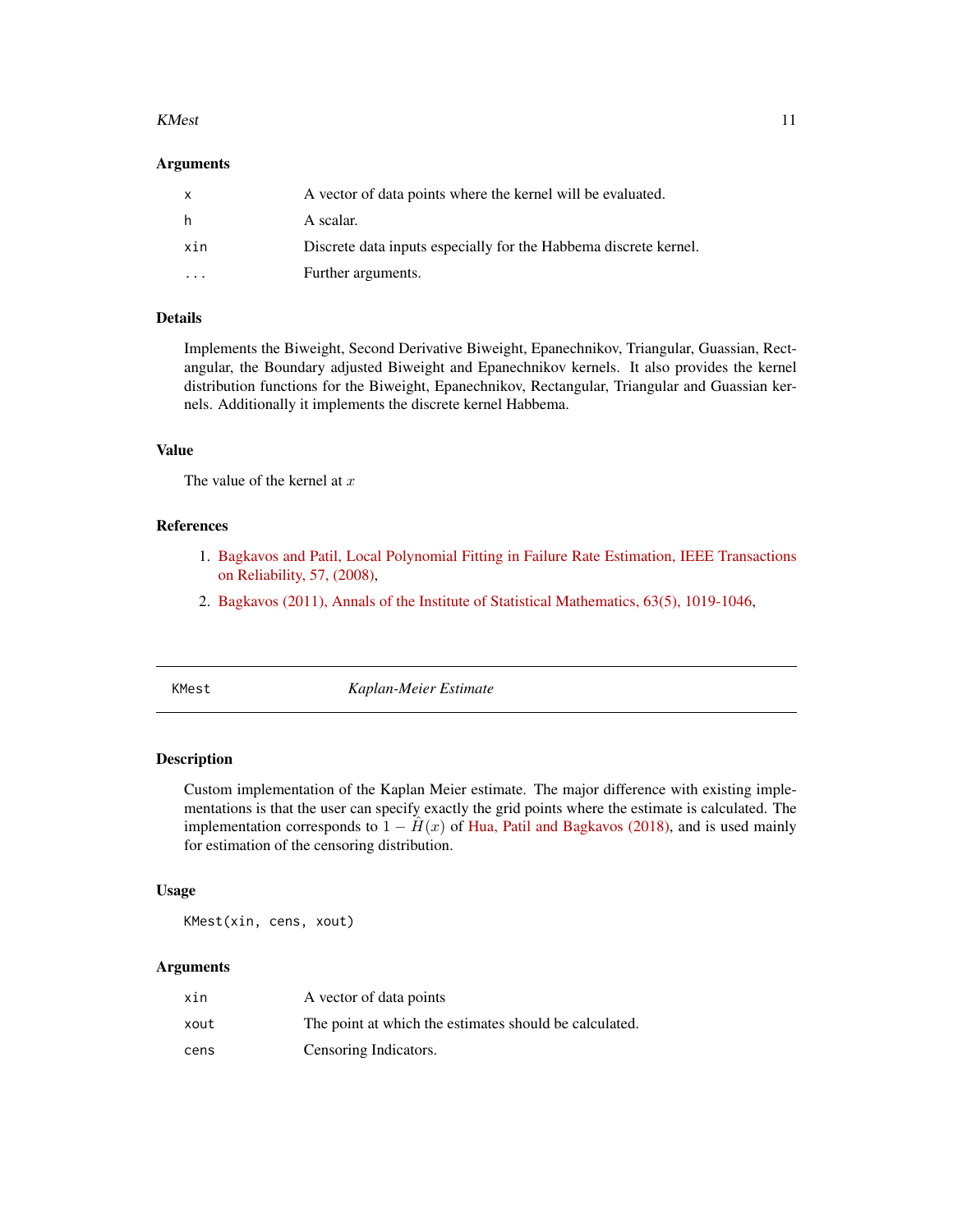### Arguments

| | |
|---|---|
| x | A vector of data points where the kernel will be evaluated. |
| h | A scalar. |
| xin | Discrete data inputs especially for the Habbema discrete kernel. |
| ... | Further arguments. |

### Details

Implements the Biweight, Second Derivative Biweight, Epanechnikov, Triangular, Guassian, Rectangular, the Boundary adjusted Biweight and Epanechnikov kernels. It also provides the kernel distribution functions for the Biweight, Epanechnikov, Rectangular, Triangular and Guassian kernels. Additionally it implements the discrete kernel Habbema.

### Value

The value of the kernel at $x$

### References

1. Bagkavos and Patil, Local Polynomial Fitting in Failure Rate Estimation, IEEE Transactions on Reliability, 57, (2008),
2. Bagkavos (2011), Annals of the Institute of Statistical Mathematics, 63(5), 1019-1046,

---

## KMest *Kaplan-Meier Estimate*

### Description

Custom implementation of the Kaplan Meier estimate. The major difference with existing implementations is that the user can specify exactly the grid points where the estimate is calculated. The implementation corresponds to $1 - \tilde{H}(x)$ of Hua, Patil and Bagkavos (2018), and is used mainly for estimation of the censoring distribution.

### Usage

```
KMest(xin, cens, xout)
```

### Arguments

| | |
|---|---|
| xin | A vector of data points |
| xout | The point at which the estimates should be calculated. |
| cens | Censoring Indicators. |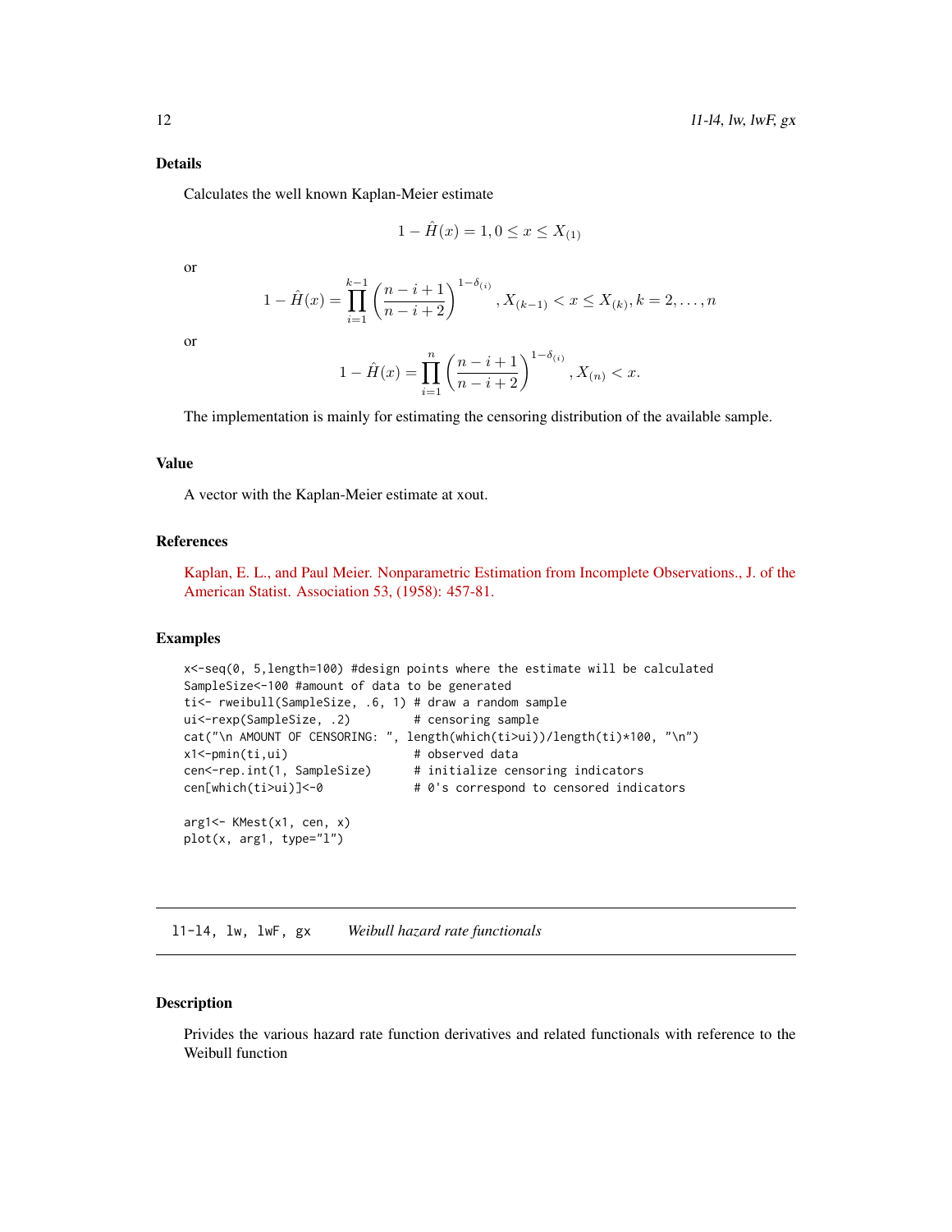### Details

Calculates the well known Kaplan-Meier estimate

$$1 - \hat{H}(x) = 1, 0 \leq x \leq X_{(1)}$$

or

$$1 - \hat{H}(x) = \prod_{i=1}^{k-1} \left( \frac{n-i+1}{n-i+2} \right)^{1-\delta_{(i)}}, X_{(k-1)} < x \leq X_{(k)}, k = 2, \ldots, n$$

or

$$1 - \hat{H}(x) = \prod_{i=1}^{n} \left( \frac{n-i+1}{n-i+2} \right)^{1-\delta_{(i)}}, X_{(n)} < x.$$

The implementation is mainly for estimating the censoring distribution of the available sample.

### Value

A vector with the Kaplan-Meier estimate at xout.

### References

Kaplan, E. L., and Paul Meier. Nonparametric Estimation from Incomplete Observations., J. of the American Statist. Association 53, (1958): 457-81.

### Examples

```
x<-seq(0, 5,length=100) #design points where the estimate will be calculated
SampleSize<-100 #amount of data to be generated
ti<- rweibull(SampleSize, .6, 1) # draw a random sample
ui<-rexp(SampleSize, .2)         # censoring sample
cat("\n AMOUNT OF CENSORING: ", length(which(ti>ui))/length(ti)*100, "\n")
x1<-pmin(ti,ui)                  # observed data
cen<-rep.int(1, SampleSize)      # initialize censoring indicators
cen[which(ti>ui)]<-0             # 0's correspond to censored indicators

arg1<- KMest(x1, cen, x)
plot(x, arg1, type="l")
```

## l1-l4, lw, lwF, gx — *Weibull hazard rate functionals*

### Description

Privides the various hazard rate function derivatives and related functionals with reference to the Weibull function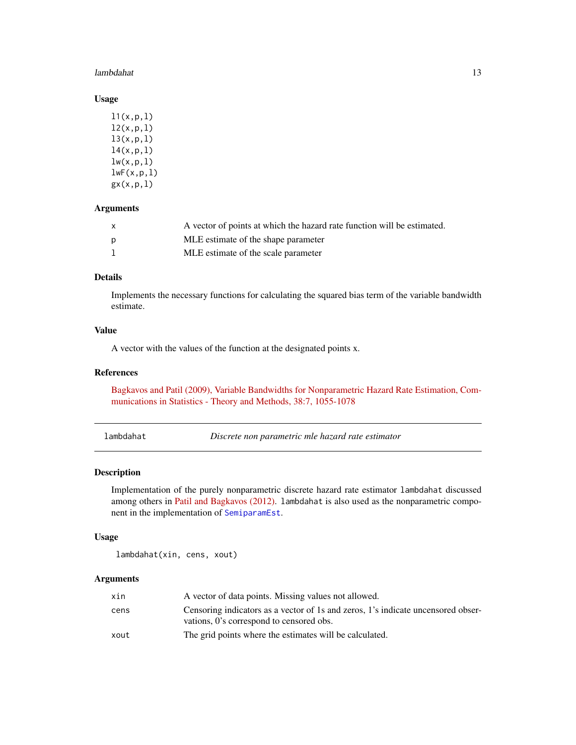### Usage

```
l1(x,p,l)
l2(x,p,l)
l3(x,p,l)
l4(x,p,l)
lw(x,p,l)
lwF(x,p,l)
gx(x,p,l)
```

### Arguments

| | |
|---|---|
| x | A vector of points at which the hazard rate function will be estimated. |
| p | MLE estimate of the shape parameter |
| l | MLE estimate of the scale parameter |

### Details

Implements the necessary functions for calculating the squared bias term of the variable bandwidth estimate.

### Value

A vector with the values of the function at the designated points x.

### References

Bagkavos and Patil (2009), Variable Bandwidths for Nonparametric Hazard Rate Estimation, Communications in Statistics - Theory and Methods, 38:7, 1055-1078

---

## lambdahat — *Discrete non parametric mle hazard rate estimator*

### Description

Implementation of the purely nonparametric discrete hazard rate estimator `lambdahat` discussed among others in Patil and Bagkavos (2012). `lambdahat` is also used as the nonparametric component in the implementation of `SemiparamEst`.

### Usage

```
lambdahat(xin, cens, xout)
```

### Arguments

| | |
|---|---|
| xin | A vector of data points. Missing values not allowed. |
| cens | Censoring indicators as a vector of 1s and zeros, 1's indicate uncensored observations, 0's correspond to censored obs. |
| xout | The grid points where the estimates will be calculated. |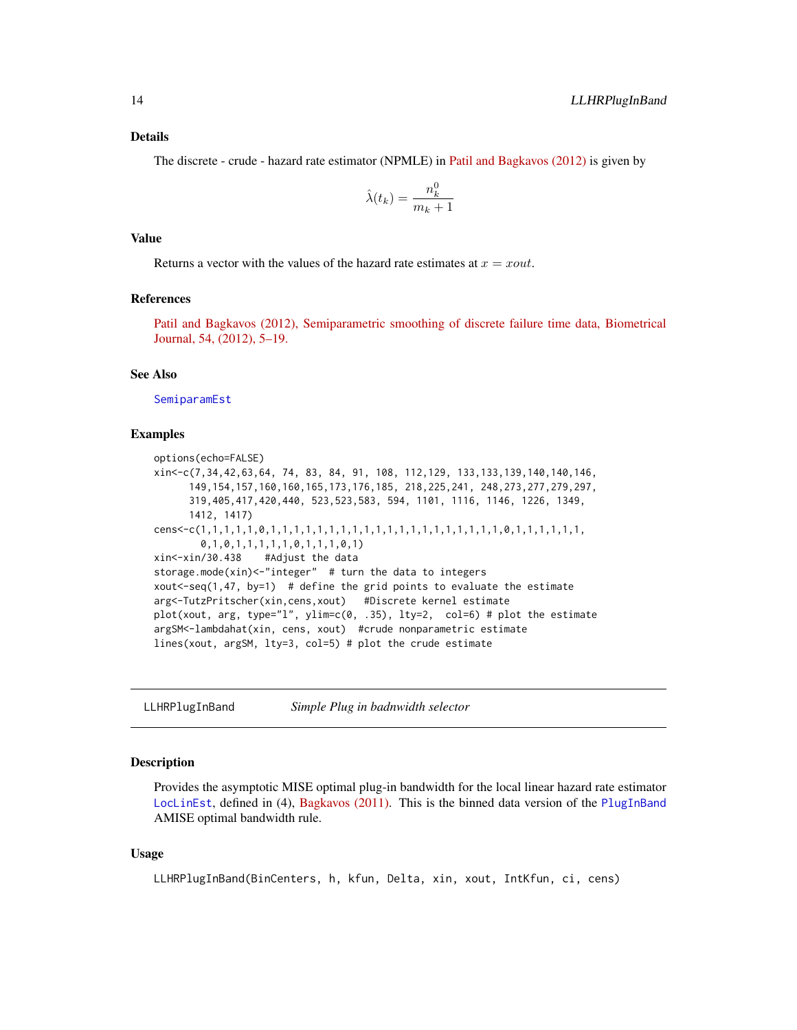### Details

The discrete - crude - hazard rate estimator (NPMLE) in Patil and Bagkavos (2012) is given by

$$\hat{\lambda}(t_k) = \frac{n_k^0}{m_k + 1}$$

### Value

Returns a vector with the values of the hazard rate estimates at $x = xout$.

### References

Patil and Bagkavos (2012), Semiparametric smoothing of discrete failure time data, Biometrical Journal, 54, (2012), 5–19.

### See Also

SemiparamEst

### Examples

```
options(echo=FALSE)
xin<-c(7,34,42,63,64, 74, 83, 84, 91, 108, 112,129, 133,133,139,140,140,146,
      149,154,157,160,160,165,173,176,185, 218,225,241, 248,273,277,279,297,
      319,405,417,420,440, 523,523,583, 594, 1101, 1116, 1146, 1226, 1349,
      1412, 1417)
cens<-c(1,1,1,1,1,0,1,1,1,1,1,1,1,1,1,1,1,1,1,1,1,1,1,1,1,1,1,0,1,1,1,1,1,1,
        0,1,0,1,1,1,1,1,0,1,1,1,0,1)
xin<-xin/30.438    #Adjust the data
storage.mode(xin)<-"integer"  # turn the data to integers
xout<-seq(1,47, by=1)  # define the grid points to evaluate the estimate
arg<-TutzPritscher(xin,cens,xout)   #Discrete kernel estimate
plot(xout, arg, type="l", ylim=c(0, .35), lty=2,  col=6) # plot the estimate
argSM<-lambdahat(xin, cens, xout)  #crude nonparametric estimate
lines(xout, argSM, lty=3, col=5) # plot the crude estimate
```

---

## LLHRPlugInBand — *Simple Plug in badnwidth selector*

### Description

Provides the asymptotic MISE optimal plug-in bandwidth for the local linear hazard rate estimator LocLinEst, defined in (4), Bagkavos (2011). This is the binned data version of the PlugInBand AMISE optimal bandwidth rule.

### Usage

```
LLHRPlugInBand(BinCenters, h, kfun, Delta, xin, xout, IntKfun, ci, cens)
```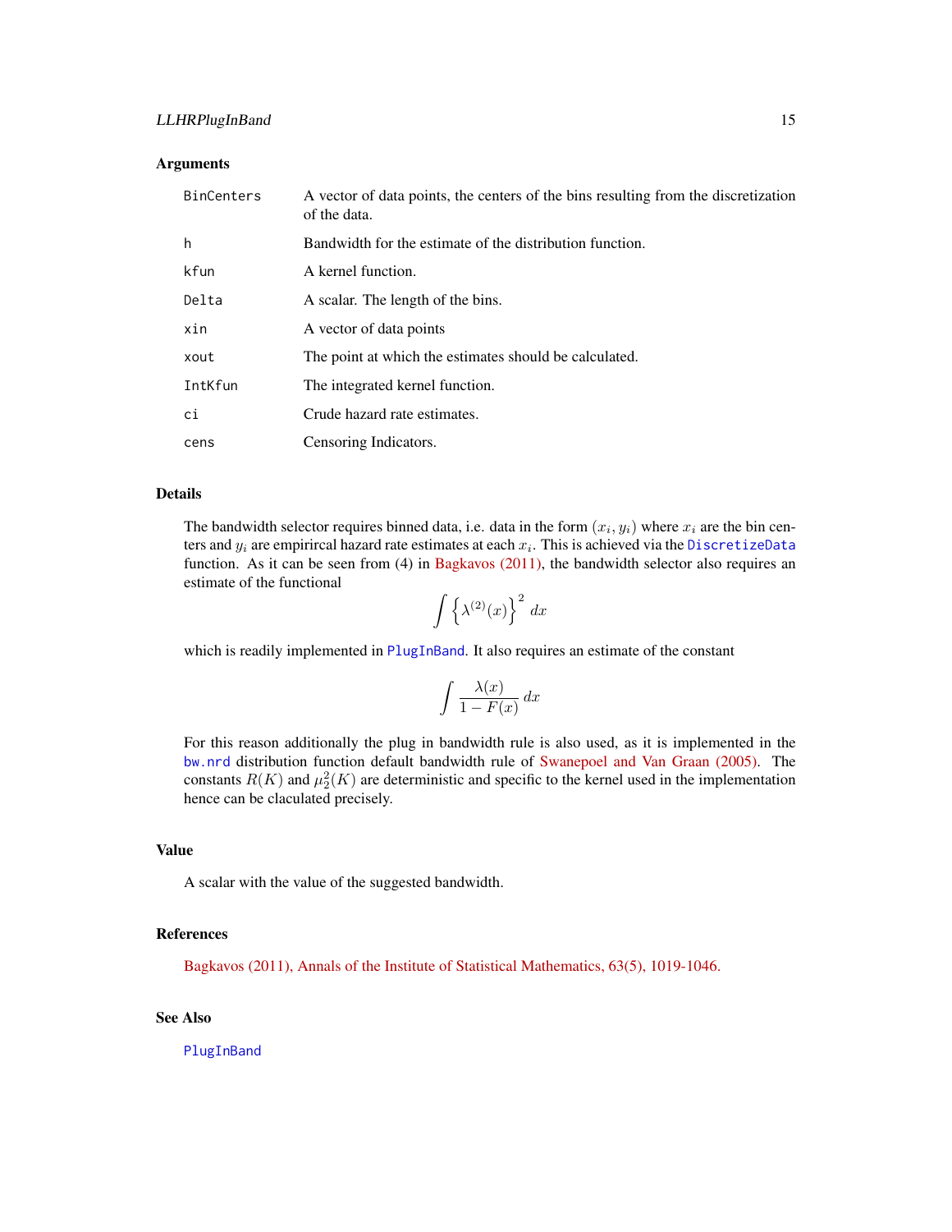## Arguments

| | |
|---|---|
| `BinCenters` | A vector of data points, the centers of the bins resulting from the discretization of the data. |
| `h` | Bandwidth for the estimate of the distribution function. |
| `kfun` | A kernel function. |
| `Delta` | A scalar. The length of the bins. |
| `xin` | A vector of data points |
| `xout` | The point at which the estimates should be calculated. |
| `IntKfun` | The integrated kernel function. |
| `ci` | Crude hazard rate estimates. |
| `cens` | Censoring Indicators. |

## Details

The bandwidth selector requires binned data, i.e. data in the form $(x_i, y_i)$ where $x_i$ are the bin centers and $y_i$ are empirircal hazard rate estimates at each $x_i$. This is achieved via the `DiscretizeData` function. As it can be seen from (4) in Bagkavos (2011), the bandwidth selector also requires an estimate of the functional

$$\int \left\{ \lambda^{(2)}(x) \right\}^2 dx$$

which is readily implemented in `PlugInBand`. It also requires an estimate of the constant

$$\int \frac{\lambda(x)}{1 - F(x)} dx$$

For this reason additionally the plug in bandwidth rule is also used, as it is implemented in the `bw.nrd` distribution function default bandwidth rule of Swanepoel and Van Graan (2005). The constants $R(K)$ and $\mu_2^2(K)$ are deterministic and specific to the kernel used in the implementation hence can be claculated precisely.

## Value

A scalar with the value of the suggested bandwidth.

## References

Bagkavos (2011), Annals of the Institute of Statistical Mathematics, 63(5), 1019-1046.

## See Also

`PlugInBand`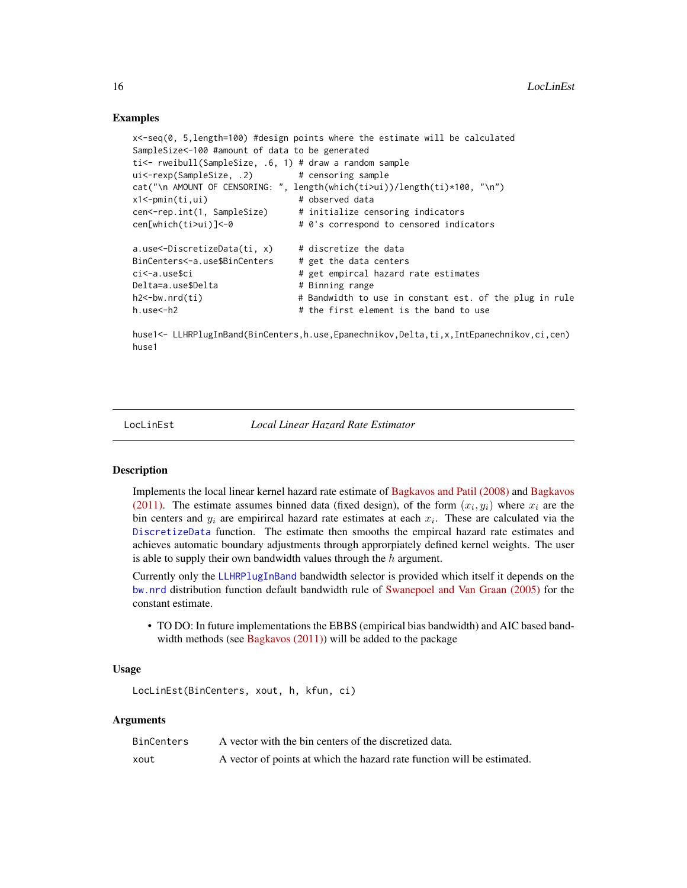## Examples

```
x<-seq(0, 5,length=100) #design points where the estimate will be calculated
SampleSize<-100 #amount of data to be generated
ti<- rweibull(SampleSize, .6, 1) # draw a random sample
ui<-rexp(SampleSize, .2)         # censoring sample
cat("\n AMOUNT OF CENSORING: ", length(which(ti>ui))/length(ti)*100, "\n")
x1<-pmin(ti,ui)                  # observed data
cen<-rep.int(1, SampleSize)      # initialize censoring indicators
cen[which(ti>ui)]<-0             # 0's correspond to censored indicators

a.use<-DiscretizeData(ti, x)     # discretize the data
BinCenters<-a.use$BinCenters     # get the data centers
ci<-a.use$ci                     # get empircal hazard rate estimates
Delta=a.use$Delta                # Binning range
h2<-bw.nrd(ti)                   # Bandwidth to use in constant est. of the plug in rule
h.use<-h2                        # the first element is the band to use

huse1<- LLHRPlugInBand(BinCenters,h.use,Epanechnikov,Delta,ti,x,IntEpanechnikov,ci,cen)
huse1
```

---

# LocLinEst — *Local Linear Hazard Rate Estimator*

## Description

Implements the local linear kernel hazard rate estimate of Bagkavos and Patil (2008) and Bagkavos (2011). The estimate assumes binned data (fixed design), of the form $(x_i, y_i)$ where $x_i$ are the bin centers and $y_i$ are empirircal hazard rate estimates at each $x_i$. These are calculated via the `DiscretizeData` function. The estimate then smooths the empircal hazard rate estimates and achieves automatic boundary adjustments through approrpiately defined kernel weights. The user is able to supply their own bandwidth values through the $h$ argument.

Currently only the `LLHRPlugInBand` bandwidth selector is provided which itself it depends on the `bw.nrd` distribution function default bandwidth rule of Swanepoel and Van Graan (2005) for the constant estimate.

- TO DO: In future implementations the EBBS (empirical bias bandwidth) and AIC based bandwidth methods (see Bagkavos (2011)) will be added to the package

## Usage

```
LocLinEst(BinCenters, xout, h, kfun, ci)
```

## Arguments

| | |
|---|---|
| `BinCenters` | A vector with the bin centers of the discretized data. |
| `xout` | A vector of points at which the hazard rate function will be estimated. |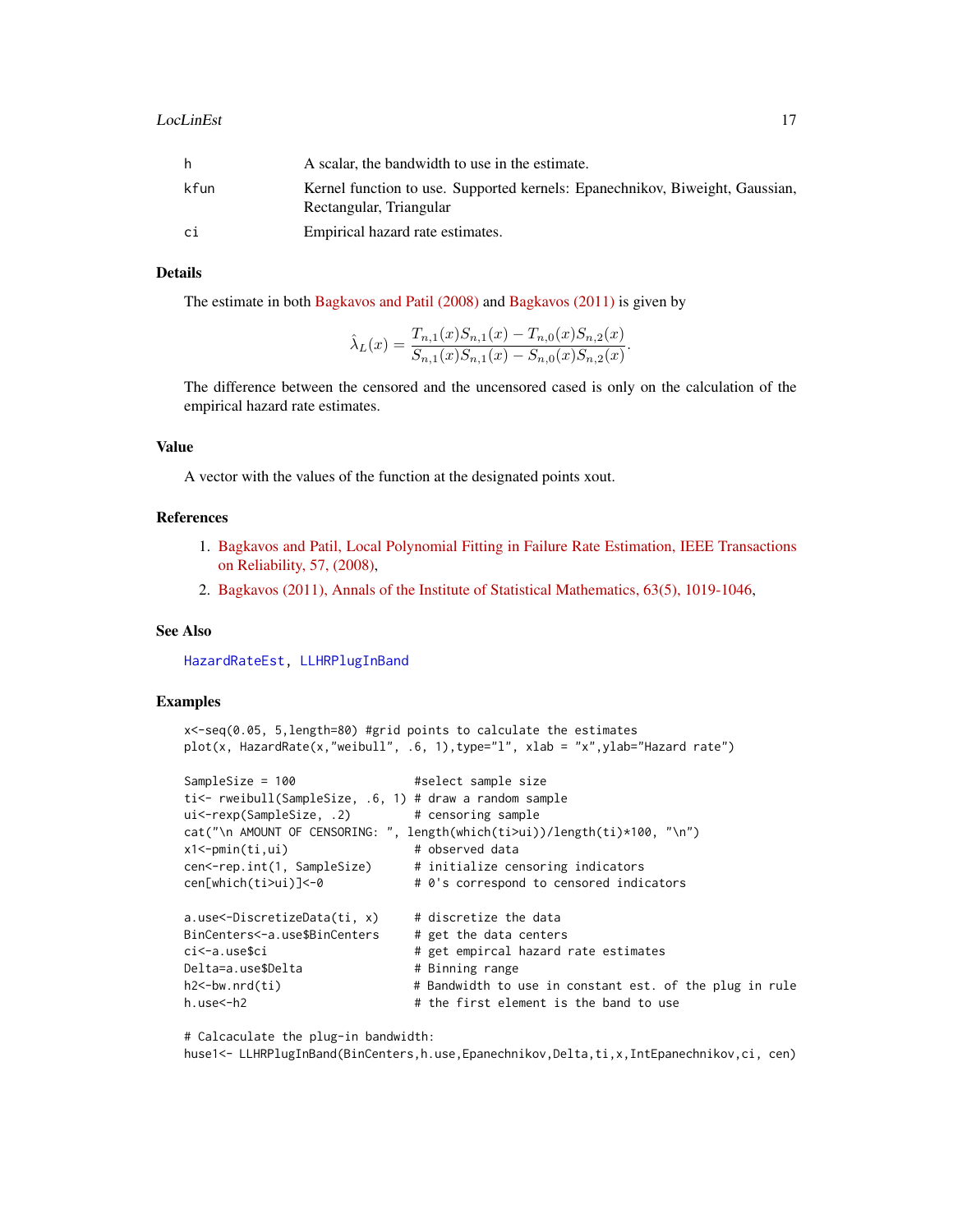| | |
|---|---|
| h | A scalar, the bandwidth to use in the estimate. |
| kfun | Kernel function to use. Supported kernels: Epanechnikov, Biweight, Gaussian, Rectangular, Triangular |
| ci | Empirical hazard rate estimates. |

### Details

The estimate in both Bagkavos and Patil (2008) and Bagkavos (2011) is given by

$$\hat{\lambda}_L(x) = \frac{T_{n,1}(x)S_{n,1}(x) - T_{n,0}(x)S_{n,2}(x)}{S_{n,1}(x)S_{n,1}(x) - S_{n,0}(x)S_{n,2}(x)}.$$

The difference between the censored and the uncensored cased is only on the calculation of the empirical hazard rate estimates.

### Value

A vector with the values of the function at the designated points xout.

### References

1. Bagkavos and Patil, Local Polynomial Fitting in Failure Rate Estimation, IEEE Transactions on Reliability, 57, (2008),
2. Bagkavos (2011), Annals of the Institute of Statistical Mathematics, 63(5), 1019-1046,

### See Also

HazardRateEst, LLHRPlugInBand

### Examples

```
x<-seq(0.05, 5,length=80) #grid points to calculate the estimates
plot(x, HazardRate(x,"weibull", .6, 1),type="l", xlab = "x",ylab="Hazard rate")

SampleSize = 100                #select sample size
ti<- rweibull(SampleSize, .6, 1) # draw a random sample
ui<-rexp(SampleSize, .2)         # censoring sample
cat("\n AMOUNT OF CENSORING: ", length(which(ti>ui))/length(ti)*100, "\n")
x1<-pmin(ti,ui)                  # observed data
cen<-rep.int(1, SampleSize)      # initialize censoring indicators
cen[which(ti>ui)]<-0             # 0's correspond to censored indicators

a.use<-DiscretizeData(ti, x)     # discretize the data
BinCenters<-a.use$BinCenters     # get the data centers
ci<-a.use$ci                     # get empircal hazard rate estimates
Delta=a.use$Delta                # Binning range
h2<-bw.nrd(ti)                   # Bandwidth to use in constant est. of the plug in rule
h.use<-h2                        # the first element is the band to use

# Calcaculate the plug-in bandwidth:
huse1<- LLHRPlugInBand(BinCenters,h.use,Epanechnikov,Delta,ti,x,IntEpanechnikov,ci, cen)
```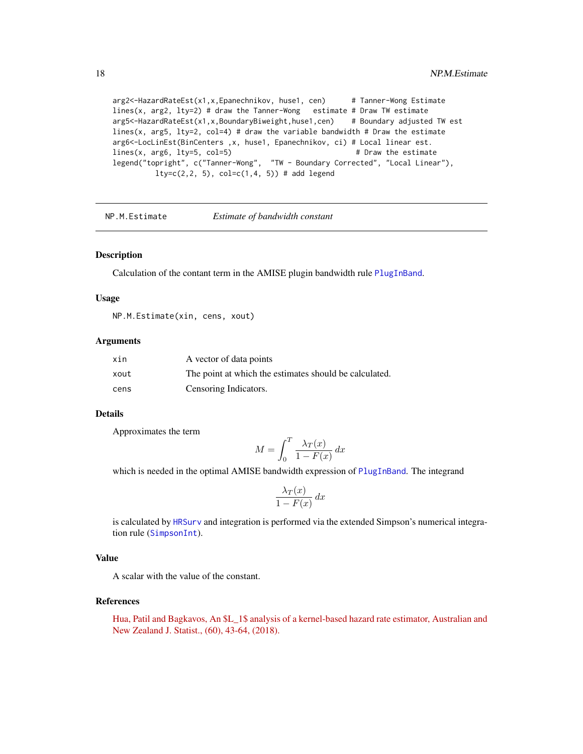```
arg2<-HazardRateEst(x1,x,Epanechnikov, huse1, cen)      # Tanner-Wong Estimate
lines(x, arg2, lty=2) # draw the Tanner-Wong   estimate # Draw TW estimate
arg5<-HazardRateEst(x1,x,BoundaryBiweight,huse1,cen)    # Boundary adjusted TW est
lines(x, arg5, lty=2, col=4) # draw the variable bandwidth # Draw the estimate
arg6<-LocLinEst(BinCenters ,x, huse1, Epanechnikov, ci) # Local linear est.
lines(x, arg6, lty=5, col=5)                              # Draw the estimate
legend("topright", c("Tanner-Wong",  "TW - Boundary Corrected", "Local Linear"),
          lty=c(2,2, 5), col=c(1,4, 5)) # add legend
```

## NP.M.Estimate *Estimate of bandwidth constant*

### Description

Calculation of the contant term in the AMISE plugin bandwidth rule PlugInBand.

### Usage

```
NP.M.Estimate(xin, cens, xout)
```

### Arguments

| | |
|---|---|
| xin | A vector of data points |
| xout | The point at which the estimates should be calculated. |
| cens | Censoring Indicators. |

### Details

Approximates the term

$$M = \int_0^T \frac{\lambda_T(x)}{1-F(x)}\,dx$$

which is needed in the optimal AMISE bandwidth expression of PlugInBand. The integrand

$$\frac{\lambda_T(x)}{1-F(x)}\,dx$$

is calculated by HRSurv and integration is performed via the extended Simpson's numerical integration rule (SimpsonInt).

### Value

A scalar with the value of the constant.

### References

Hua, Patil and Bagkavos, An $L_1$ analysis of a kernel-based hazard rate estimator, Australian and New Zealand J. Statist., (60), 43-64, (2018).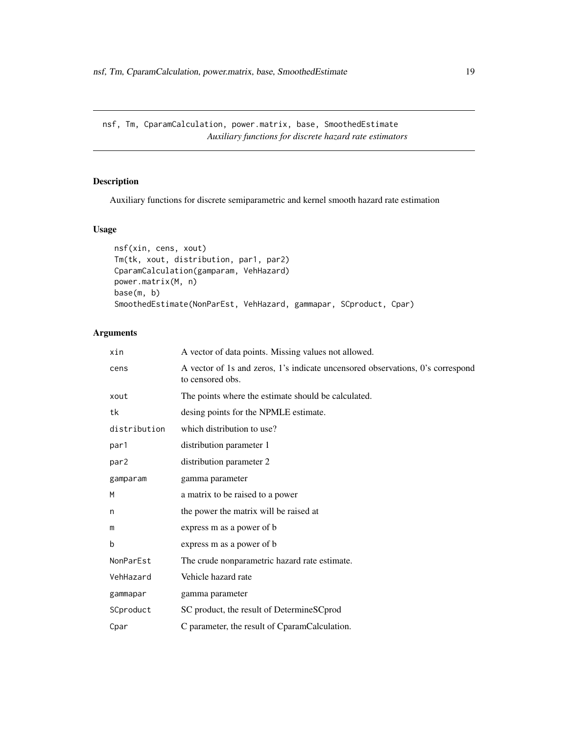nsf, Tm, CparamCalculation, power.matrix, base, SmoothedEstimate
*Auxiliary functions for discrete hazard rate estimators*

## Description

Auxiliary functions for discrete semiparametric and kernel smooth hazard rate estimation

## Usage

```
nsf(xin, cens, xout)
Tm(tk, xout, distribution, par1, par2)
CparamCalculation(gamparam, VehHazard)
power.matrix(M, n)
base(m, b)
SmoothedEstimate(NonParEst, VehHazard, gammapar, SCproduct, Cpar)
```

## Arguments

| | |
|---|---|
| xin | A vector of data points. Missing values not allowed. |
| cens | A vector of 1s and zeros, 1's indicate uncensored observations, 0's correspond to censored obs. |
| xout | The points where the estimate should be calculated. |
| tk | desing points for the NPMLE estimate. |
| distribution | which distribution to use? |
| par1 | distribution parameter 1 |
| par2 | distribution parameter 2 |
| gamparam | gamma parameter |
| M | a matrix to be raised to a power |
| n | the power the matrix will be raised at |
| m | express m as a power of b |
| b | express m as a power of b |
| NonParEst | The crude nonparametric hazard rate estimate. |
| VehHazard | Vehicle hazard rate |
| gammapar | gamma parameter |
| SCproduct | SC product, the result of DetermineSCprod |
| Cpar | C parameter, the result of CparamCalculation. |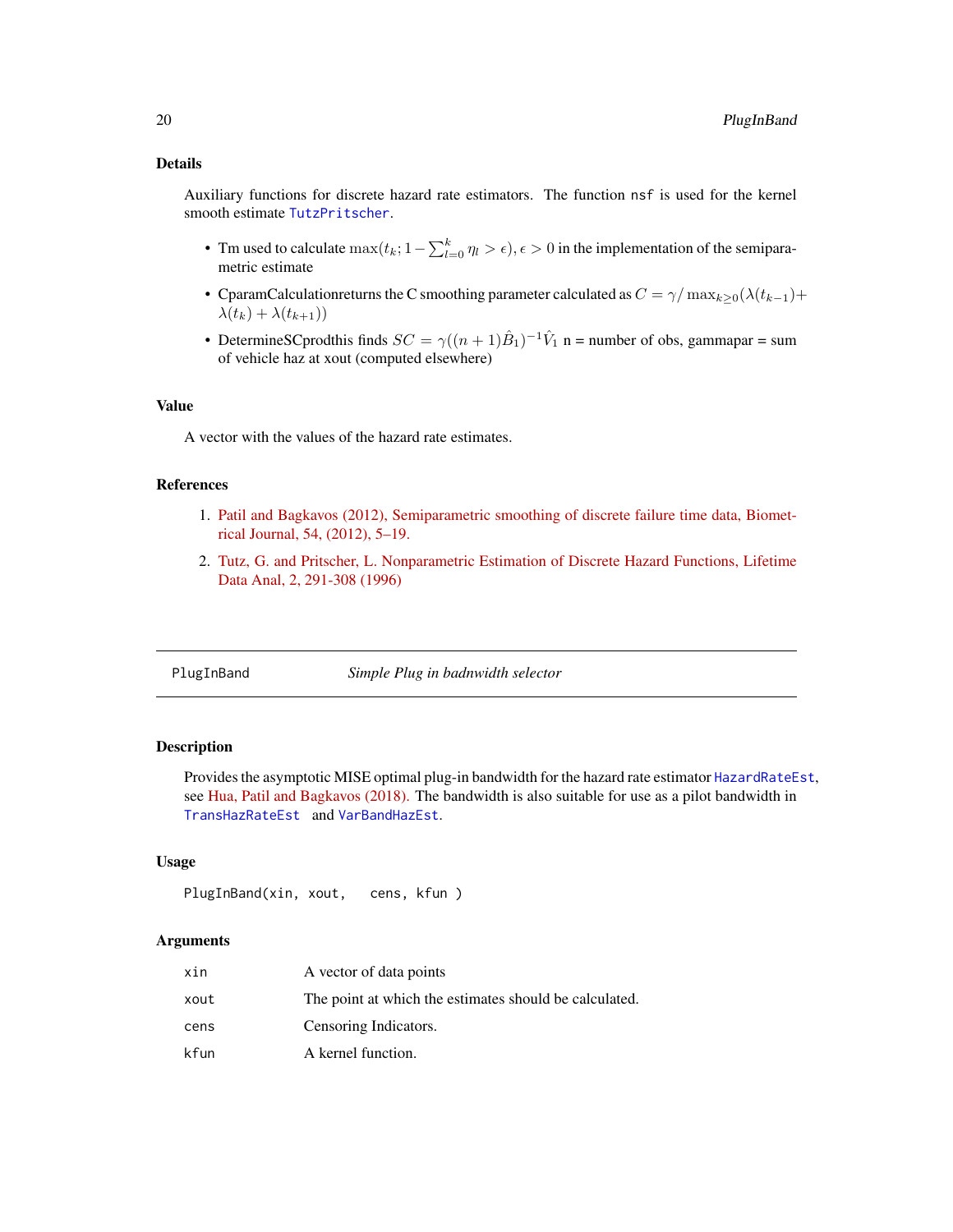### Details

Auxiliary functions for discrete hazard rate estimators. The function `nsf` is used for the kernel smooth estimate `TutzPritscher`.

- Tm used to calculate $\max(t_k; 1 - \sum_{l=0}^{k} \eta_l > \epsilon), \epsilon > 0$ in the implementation of the semiparametric estimate
- CparamCalculationreturns the C smoothing parameter calculated as $C = \gamma / \max_{k \geq 0}(\lambda(t_{k-1}) + \lambda(t_k) + \lambda(t_{k+1}))$
- DetermineSCprodthis finds $SC = \gamma((n+1)\hat{B}_1)^{-1}\hat{V}_1$ n = number of obs, gammapar = sum of vehicle haz at xout (computed elsewhere)

### Value

A vector with the values of the hazard rate estimates.

### References

1. Patil and Bagkavos (2012), Semiparametric smoothing of discrete failure time data, Biometrical Journal, 54, (2012), 5–19.
2. Tutz, G. and Pritscher, L. Nonparametric Estimation of Discrete Hazard Functions, Lifetime Data Anal, 2, 291-308 (1996)

---

## PlugInBand — *Simple Plug in badnwidth selector*

### Description

Provides the asymptotic MISE optimal plug-in bandwidth for the hazard rate estimator `HazardRateEst`, see Hua, Patil and Bagkavos (2018). The bandwidth is also suitable for use as a pilot bandwidth in `TransHazRateEst` and `VarBandHazEst`.

### Usage

```
PlugInBand(xin, xout,   cens, kfun )
```

### Arguments

| | |
|---|---|
| xin | A vector of data points |
| xout | The point at which the estimates should be calculated. |
| cens | Censoring Indicators. |
| kfun | A kernel function. |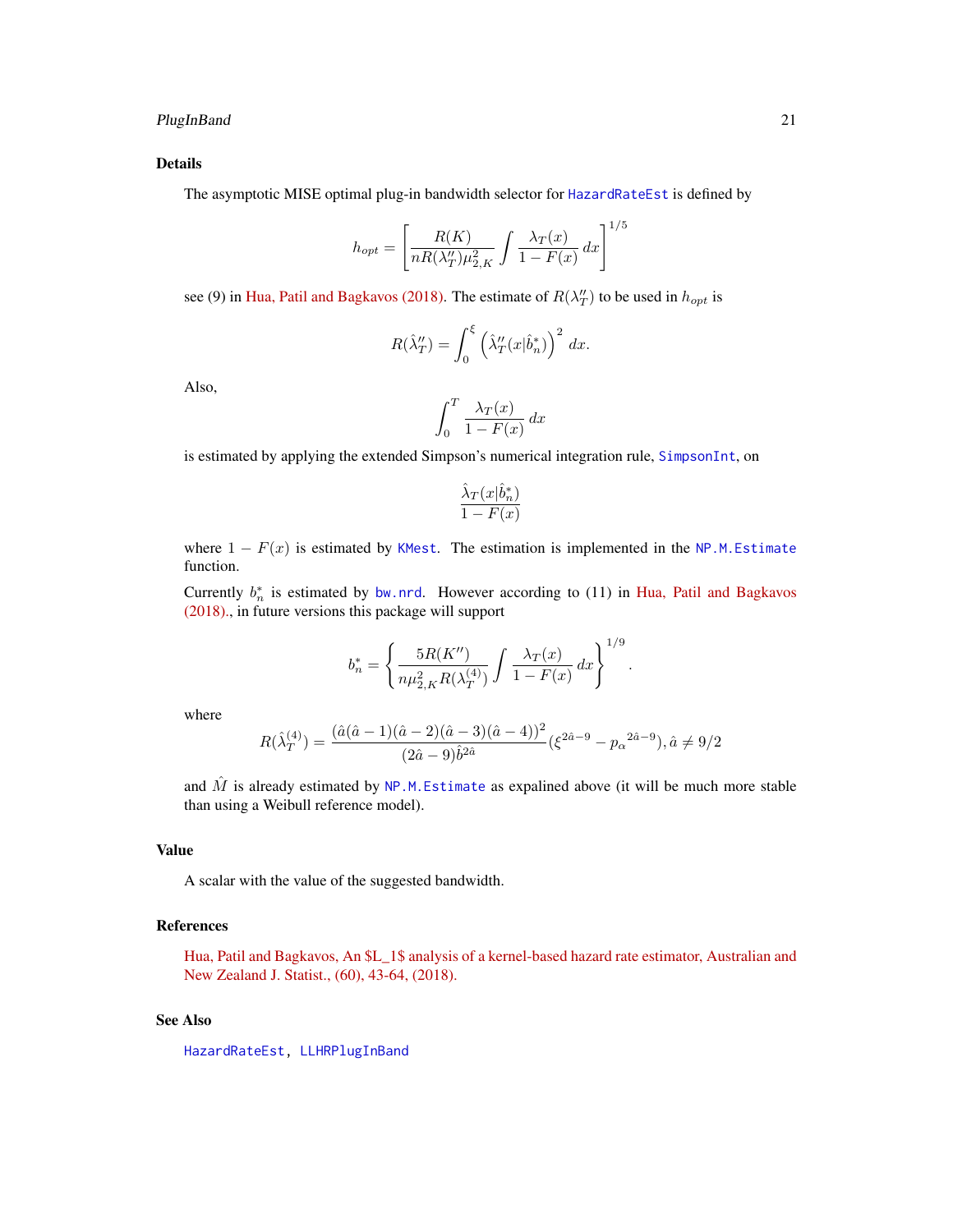## Details

The asymptotic MISE optimal plug-in bandwidth selector for HazardRateEst is defined by

$$h_{opt} = \left[ \frac{R(K)}{nR(\lambda_T'')\mu_{2,K}^2} \int \frac{\lambda_T(x)}{1-F(x)}\, dx \right]^{1/5}$$

see (9) in Hua, Patil and Bagkavos (2018). The estimate of $R(\lambda_T'')$ to be used in $h_{opt}$ is

$$R(\hat{\lambda}_T'') = \int_0^{\xi} \left( \hat{\lambda}_T''(x|\hat{b}_n^*) \right)^2 dx.$$

Also,

$$\int_0^T \frac{\lambda_T(x)}{1-F(x)}\, dx$$

is estimated by applying the extended Simpson's numerical integration rule, SimpsonInt, on

$$\frac{\hat{\lambda}_T(x|\hat{b}_n^*)}{1-F(x)}$$

where $1 - F(x)$ is estimated by KMest. The estimation is implemented in the NP.M.Estimate function.

Currently $b_n^*$ is estimated by bw.nrd. However according to (11) in Hua, Patil and Bagkavos (2018)., in future versions this package will support

$$b_n^* = \left\{ \frac{5R(K'')}{n\mu_{2,K}^2 R(\lambda_T^{(4)})} \int \frac{\lambda_T(x)}{1-F(x)}\, dx \right\}^{1/9}.$$

where

$$R(\hat{\lambda}_T^{(4)}) = \frac{(\hat{a}(\hat{a}-1)(\hat{a}-2)(\hat{a}-3)(\hat{a}-4))^2}{(2\hat{a}-9)\hat{b}^{2\hat{a}}} (\xi^{2\hat{a}-9} - {p_\alpha}^{2\hat{a}-9}), \hat{a} \neq 9/2$$

and $\hat{M}$ is already estimated by NP.M.Estimate as expalined above (it will be much more stable than using a Weibull reference model).

## Value

A scalar with the value of the suggested bandwidth.

## References

Hua, Patil and Bagkavos, An $L_1$ analysis of a kernel-based hazard rate estimator, Australian and New Zealand J. Statist., (60), 43-64, (2018).

## See Also

HazardRateEst, LLHRPlugInBand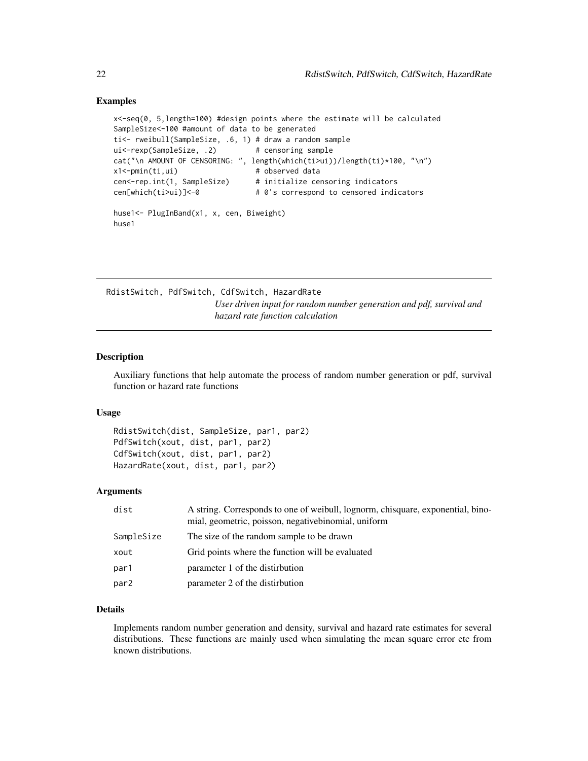## Examples

```
x<-seq(0, 5,length=100) #design points where the estimate will be calculated
SampleSize<-100 #amount of data to be generated
ti<- rweibull(SampleSize, .6, 1) # draw a random sample
ui<-rexp(SampleSize, .2)         # censoring sample
cat("\n AMOUNT OF CENSORING: ", length(which(ti>ui))/length(ti)*100, "\n")
x1<-pmin(ti,ui)                  # observed data
cen<-rep.int(1, SampleSize)      # initialize censoring indicators
cen[which(ti>ui)]<-0             # 0's correspond to censored indicators

huse1<- PlugInBand(x1, x, cen, Biweight)
huse1
```

---

# RdistSwitch, PdfSwitch, CdfSwitch, HazardRate

*User driven input for random number generation and pdf, survival and hazard rate function calculation*

## Description

Auxiliary functions that help automate the process of random number generation or pdf, survival function or hazard rate functions

## Usage

```
RdistSwitch(dist, SampleSize, par1, par2)
PdfSwitch(xout, dist, par1, par2)
CdfSwitch(xout, dist, par1, par2)
HazardRate(xout, dist, par1, par2)
```

## Arguments

| | |
|---|---|
| `dist` | A string. Corresponds to one of weibull, lognorm, chisquare, exponential, binomial, geometric, poisson, negativebinomial, uniform |
| `SampleSize` | The size of the random sample to be drawn |
| `xout` | Grid points where the function will be evaluated |
| `par1` | parameter 1 of the distirbution |
| `par2` | parameter 2 of the distirbution |

## Details

Implements random number generation and density, survival and hazard rate estimates for several distributions. These functions are mainly used when simulating the mean square error etc from known distributions.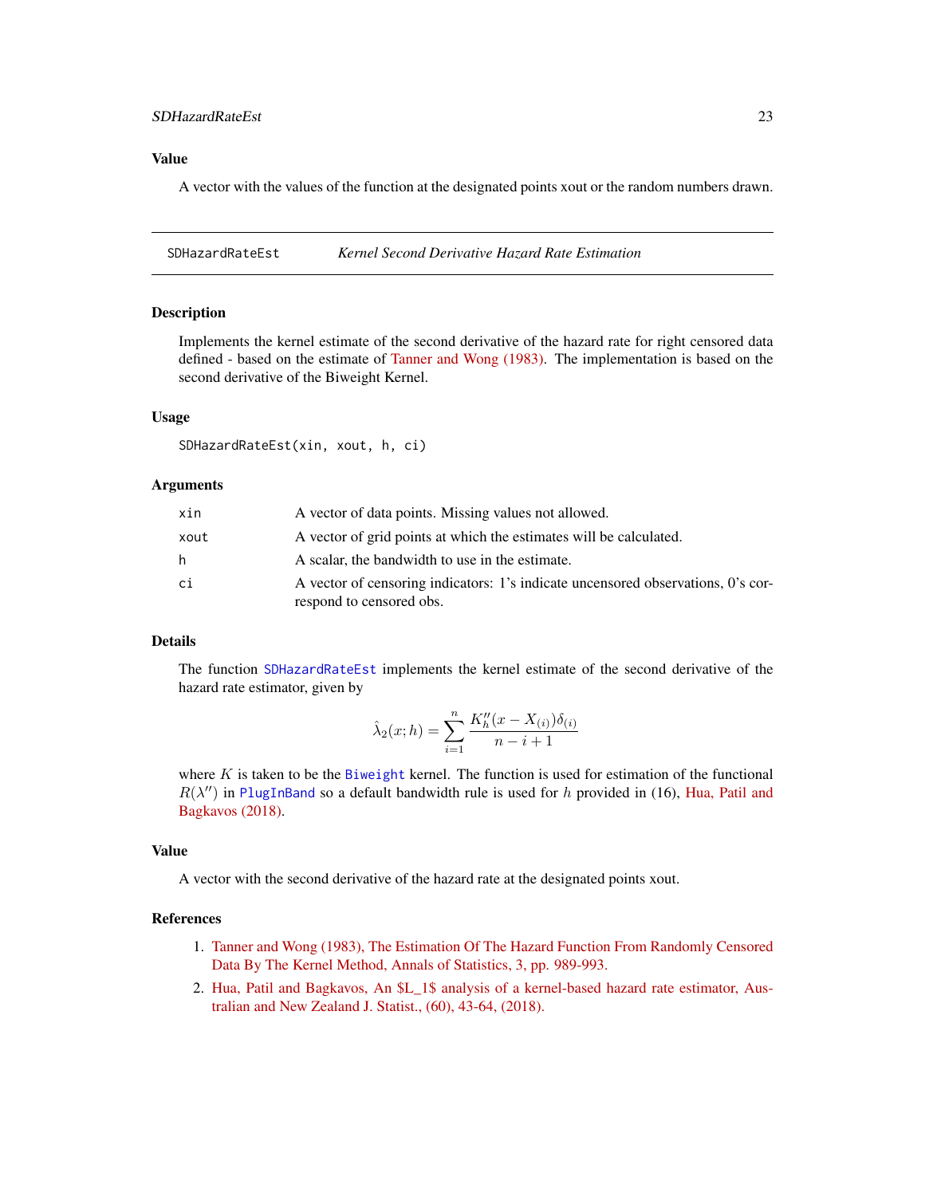### Value

A vector with the values of the function at the designated points xout or the random numbers drawn.

---

## SDHazardRateEst *Kernel Second Derivative Hazard Rate Estimation*

---

### Description

Implements the kernel estimate of the second derivative of the hazard rate for right censored data defined - based on the estimate of Tanner and Wong (1983). The implementation is based on the second derivative of the Biweight Kernel.

### Usage

```
SDHazardRateEst(xin, xout, h, ci)
```

### Arguments

| | |
|---|---|
| `xin` | A vector of data points. Missing values not allowed. |
| `xout` | A vector of grid points at which the estimates will be calculated. |
| `h` | A scalar, the bandwidth to use in the estimate. |
| `ci` | A vector of censoring indicators: 1's indicate uncensored observations, 0's correspond to censored obs. |

### Details

The function `SDHazardRateEst` implements the kernel estimate of the second derivative of the hazard rate estimator, given by

$$\hat{\lambda}_2(x;h) = \sum_{i=1}^{n} \frac{K''_h(x - X_{(i)})\delta_{(i)}}{n - i + 1}$$

where $K$ is taken to be the `Biweight` kernel. The function is used for estimation of the functional $R(\lambda'')$ in `PlugInBand` so a default bandwidth rule is used for $h$ provided in (16), Hua, Patil and Bagkavos (2018).

### Value

A vector with the second derivative of the hazard rate at the designated points xout.

### References

1. Tanner and Wong (1983), The Estimation Of The Hazard Function From Randomly Censored Data By The Kernel Method, Annals of Statistics, 3, pp. 989-993.
2. Hua, Patil and Bagkavos, An $L_1$ analysis of a kernel-based hazard rate estimator, Australian and New Zealand J. Statist., (60), 43-64, (2018).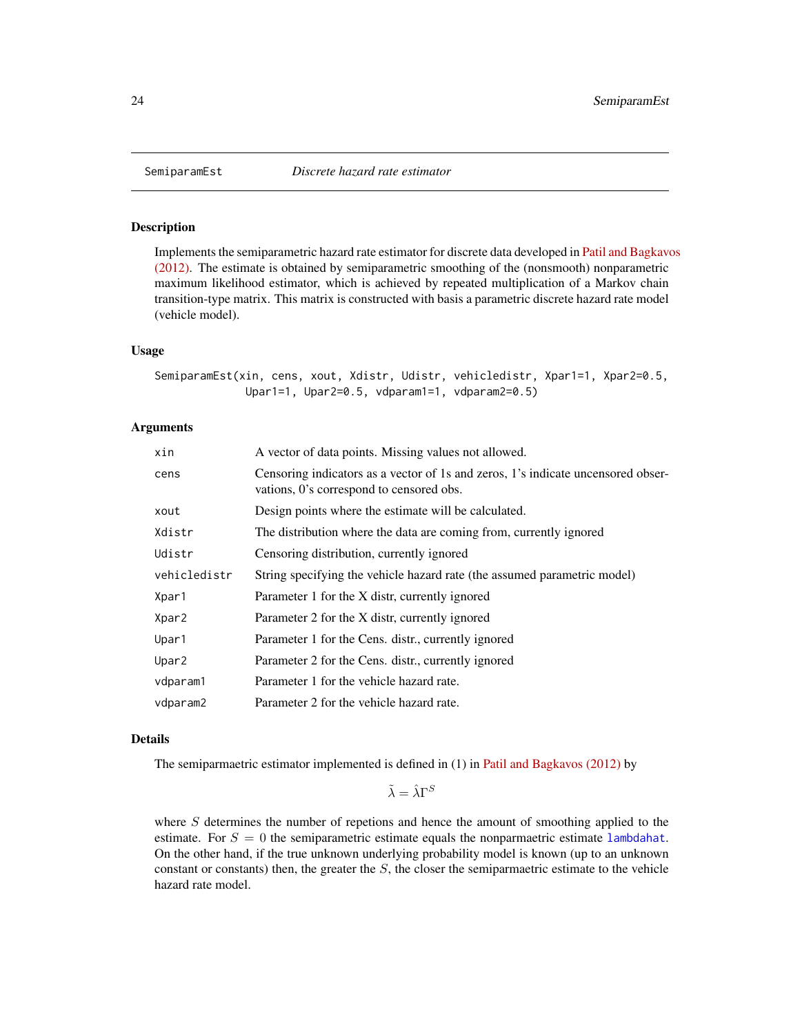SemiparamEst *Discrete hazard rate estimator*

## Description

Implements the semiparametric hazard rate estimator for discrete data developed in Patil and Bagkavos (2012). The estimate is obtained by semiparametric smoothing of the (nonsmooth) nonparametric maximum likelihood estimator, which is achieved by repeated multiplication of a Markov chain transition-type matrix. This matrix is constructed with basis a parametric discrete hazard rate model (vehicle model).

## Usage

```
SemiparamEst(xin, cens, xout, Xdistr, Udistr, vehicledistr, Xpar1=1, Xpar2=0.5,
             Upar1=1, Upar2=0.5, vdparam1=1, vdparam2=0.5)
```

## Arguments

| | |
|---|---|
| xin | A vector of data points. Missing values not allowed. |
| cens | Censoring indicators as a vector of 1s and zeros, 1's indicate uncensored observations, 0's correspond to censored obs. |
| xout | Design points where the estimate will be calculated. |
| Xdistr | The distribution where the data are coming from, currently ignored |
| Udistr | Censoring distribution, currently ignored |
| vehicledistr | String specifying the vehicle hazard rate (the assumed parametric model) |
| Xpar1 | Parameter 1 for the X distr, currently ignored |
| Xpar2 | Parameter 2 for the X distr, currently ignored |
| Upar1 | Parameter 1 for the Cens. distr., currently ignored |
| Upar2 | Parameter 2 for the Cens. distr., currently ignored |
| vdparam1 | Parameter 1 for the vehicle hazard rate. |
| vdparam2 | Parameter 2 for the vehicle hazard rate. |

## Details

The semiparmaetric estimator implemented is defined in (1) in Patil and Bagkavos (2012) by

$$\tilde{\lambda} = \hat{\lambda}\Gamma^S$$

where $S$ determines the number of repetions and hence the amount of smoothing applied to the estimate. For $S = 0$ the semiparametric estimate equals the nonparmaetric estimate lambdahat. On the other hand, if the true unknown underlying probability model is known (up to an unknown constant or constants) then, the greater the $S$, the closer the semiparmaetric estimate to the vehicle hazard rate model.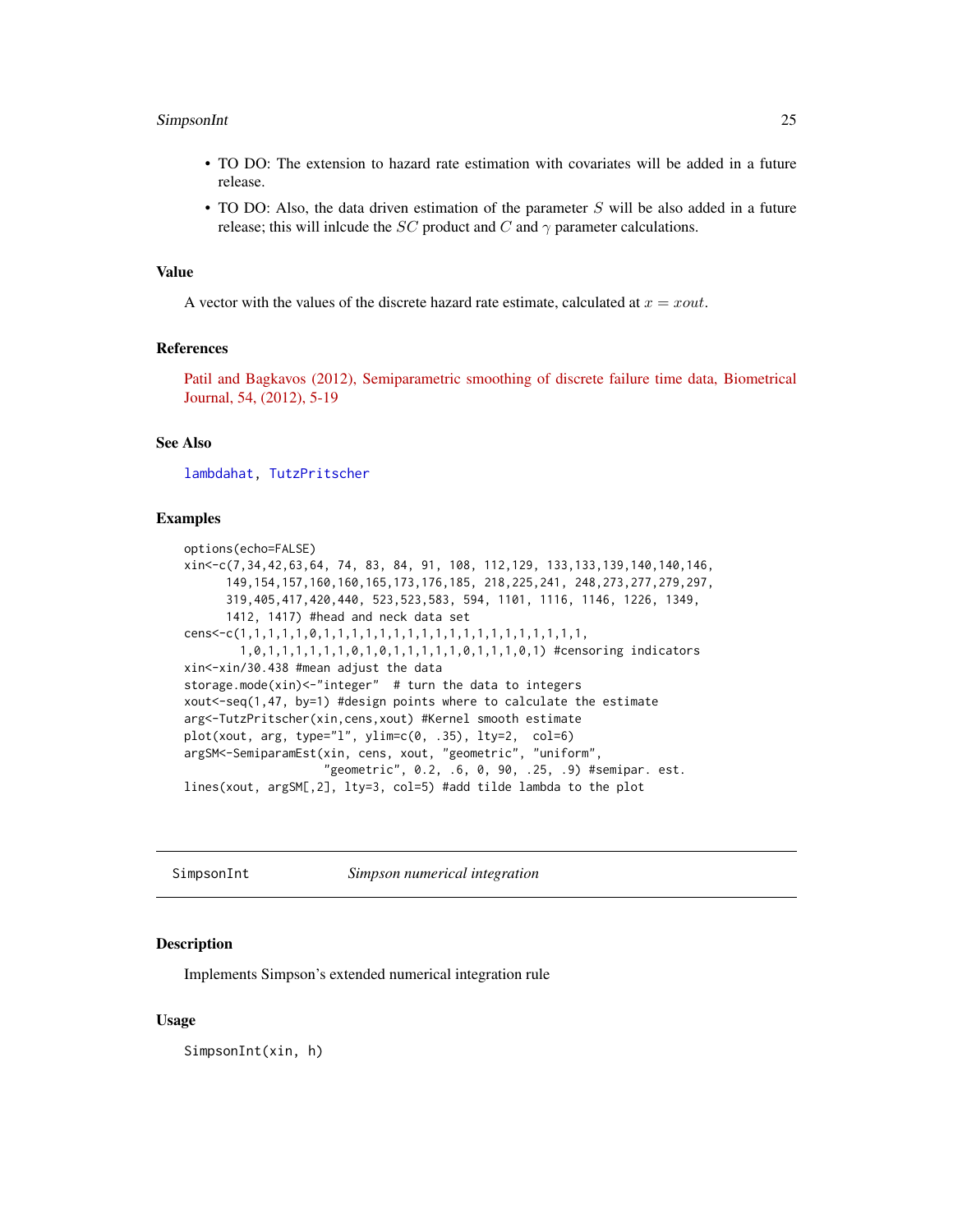- TO DO: The extension to hazard rate estimation with covariates will be added in a future release.
- TO DO: Also, the data driven estimation of the parameter $S$ will be also added in a future release; this will inlcude the $SC$ product and $C$ and $\gamma$ parameter calculations.

### Value

A vector with the values of the discrete hazard rate estimate, calculated at $x = xout$.

### References

Patil and Bagkavos (2012), Semiparametric smoothing of discrete failure time data, Biometrical Journal, 54, (2012), 5-19

### See Also

lambdahat, TutzPritscher

### Examples

```
options(echo=FALSE)
xin<-c(7,34,42,63,64, 74, 83, 84, 91, 108, 112,129, 133,133,139,140,140,146,
      149,154,157,160,160,165,173,176,185, 218,225,241, 248,273,277,279,297,
      319,405,417,420,440, 523,523,583, 594, 1101, 1116, 1146, 1226, 1349,
      1412, 1417) #head and neck data set
cens<-c(1,1,1,1,1,0,1,1,1,1,1,1,1,1,1,1,1,1,1,1,1,1,1,1,1,1,1,
        1,0,1,1,1,1,1,1,0,1,0,1,1,1,1,1,0,1,1,1,0,1) #censoring indicators
xin<-xin/30.438 #mean adjust the data
storage.mode(xin)<-"integer"  # turn the data to integers
xout<-seq(1,47, by=1) #design points where to calculate the estimate
arg<-TutzPritscher(xin,cens,xout) #Kernel smooth estimate
plot(xout, arg, type="l", ylim=c(0, .35), lty=2,  col=6)
argSM<-SemiparamEst(xin, cens, xout, "geometric", "uniform",
                    "geometric", 0.2, .6, 0, 90, .25, .9) #semipar. est.
lines(xout, argSM[,2], lty=3, col=5) #add tilde lambda to the plot
```

---

## SimpsonInt *Simpson numerical integration*

### Description

Implements Simpson's extended numerical integration rule

### Usage

```
SimpsonInt(xin, h)
```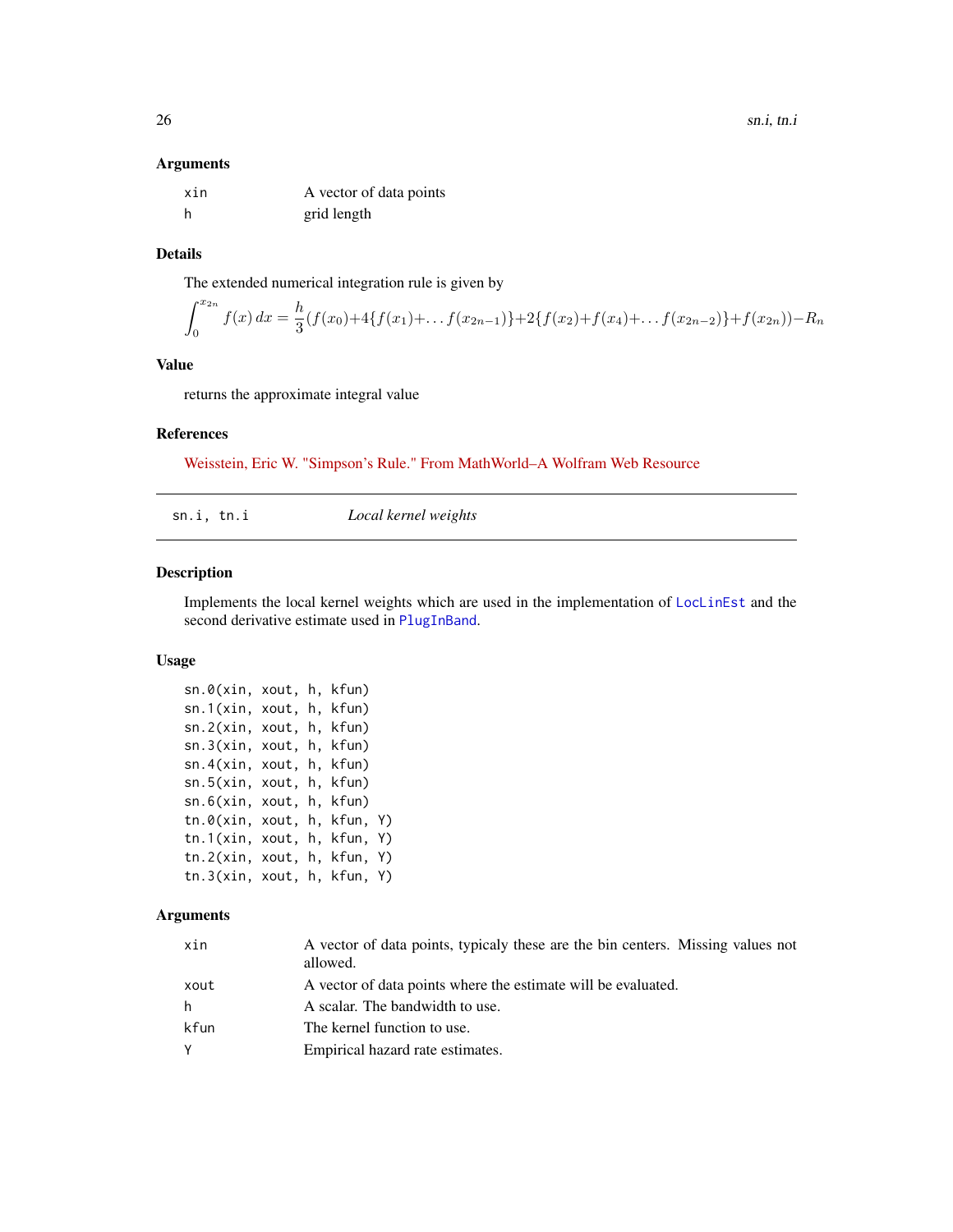### Arguments

| | |
|---|---|
| xin | A vector of data points |
| h | grid length |

### Details

The extended numerical integration rule is given by

$$\int_0^{x_{2n}} f(x)\, dx = \frac{h}{3}(f(x_0)+4\{f(x_1)+\ldots f(x_{2n-1})\}+2\{f(x_2)+f(x_4)+\ldots f(x_{2n-2})\}+f(x_{2n}))-R_n$$

### Value

returns the approximate integral value

### References

Weisstein, Eric W. "Simpson's Rule." From MathWorld–A Wolfram Web Resource

---

## sn.i, tn.i — *Local kernel weights*

### Description

Implements the local kernel weights which are used in the implementation of `LocLinEst` and the second derivative estimate used in `PlugInBand`.

### Usage

```
sn.0(xin, xout, h, kfun)
sn.1(xin, xout, h, kfun)
sn.2(xin, xout, h, kfun)
sn.3(xin, xout, h, kfun)
sn.4(xin, xout, h, kfun)
sn.5(xin, xout, h, kfun)
sn.6(xin, xout, h, kfun)
tn.0(xin, xout, h, kfun, Y)
tn.1(xin, xout, h, kfun, Y)
tn.2(xin, xout, h, kfun, Y)
tn.3(xin, xout, h, kfun, Y)
```

### Arguments

| | |
|---|---|
| xin | A vector of data points, typicaly these are the bin centers. Missing values not allowed. |
| xout | A vector of data points where the estimate will be evaluated. |
| h | A scalar. The bandwidth to use. |
| kfun | The kernel function to use. |
| Y | Empirical hazard rate estimates. |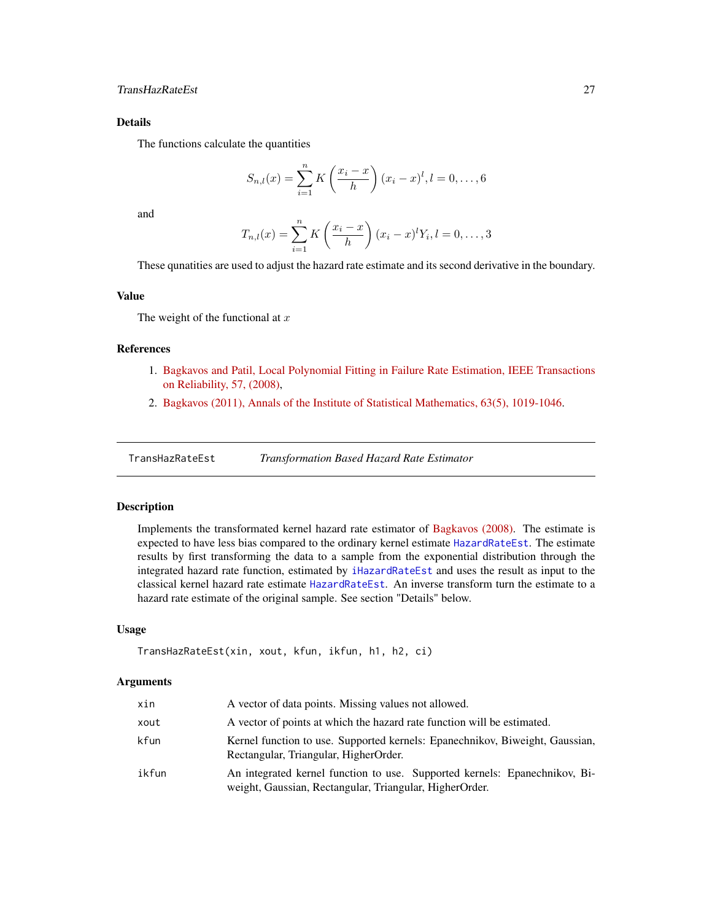### Details

The functions calculate the quantities

$$S_{n,l}(x) = \sum_{i=1}^{n} K\left(\frac{x_i - x}{h}\right)(x_i - x)^l, l = 0, \ldots, 6$$

and

$$T_{n,l}(x) = \sum_{i=1}^{n} K\left(\frac{x_i - x}{h}\right)(x_i - x)^l Y_i, l = 0, \ldots, 3$$

These qunatities are used to adjust the hazard rate estimate and its second derivative in the boundary.

### Value

The weight of the functional at $x$

### References

1. Bagkavos and Patil, Local Polynomial Fitting in Failure Rate Estimation, IEEE Transactions on Reliability, 57, (2008),
2. Bagkavos (2011), Annals of the Institute of Statistical Mathematics, 63(5), 1019-1046.

---

## TransHazRateEst *Transformation Based Hazard Rate Estimator*

### Description

Implements the transformated kernel hazard rate estimator of Bagkavos (2008). The estimate is expected to have less bias compared to the ordinary kernel estimate `HazardRateEst`. The estimate results by first transforming the data to a sample from the exponential distribution through the integrated hazard rate function, estimated by `iHazardRateEst` and uses the result as input to the classical kernel hazard rate estimate `HazardRateEst`. An inverse transform turn the estimate to a hazard rate estimate of the original sample. See section "Details" below.

### Usage

```
TransHazRateEst(xin, xout, kfun, ikfun, h1, h2, ci)
```

### Arguments

| | |
|---|---|
| `xin` | A vector of data points. Missing values not allowed. |
| `xout` | A vector of points at which the hazard rate function will be estimated. |
| `kfun` | Kernel function to use. Supported kernels: Epanechnikov, Biweight, Gaussian, Rectangular, Triangular, HigherOrder. |
| `ikfun` | An integrated kernel function to use. Supported kernels: Epanechnikov, Biweight, Gaussian, Rectangular, Triangular, HigherOrder. |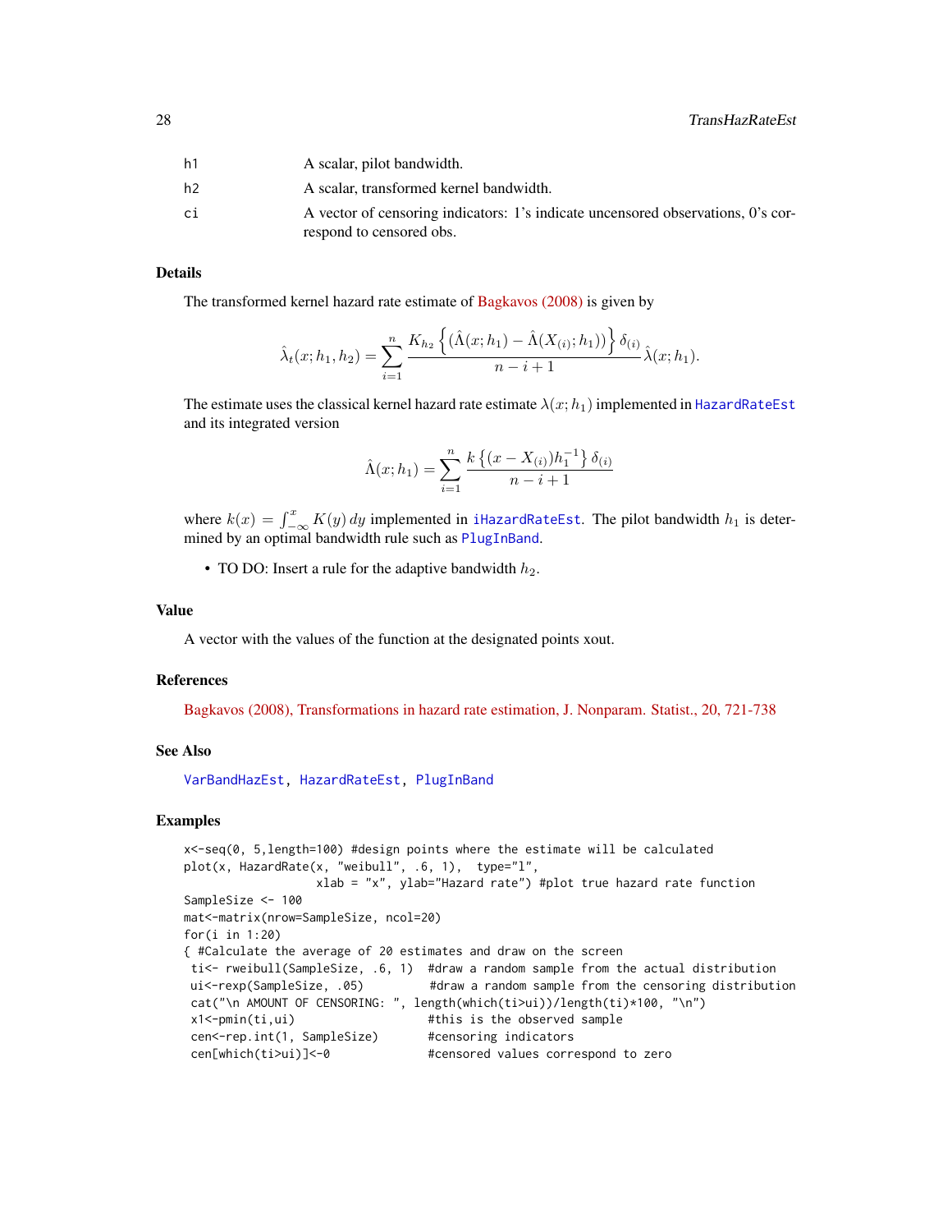| | |
|---|---|
| h1 | A scalar, pilot bandwidth. |
| h2 | A scalar, transformed kernel bandwidth. |
| ci | A vector of censoring indicators: 1's indicate uncensored observations, 0's correspond to censored obs. |

## Details

The transformed kernel hazard rate estimate of Bagkavos (2008) is given by

$$\hat{\lambda}_t(x; h_1, h_2) = \sum_{i=1}^{n} \frac{K_{h_2}\left\{(\hat{\Lambda}(x; h_1) - \hat{\Lambda}(X_{(i)}; h_1))\right\}\delta_{(i)}}{n - i + 1}\hat{\lambda}(x; h_1).$$

The estimate uses the classical kernel hazard rate estimate $\lambda(x; h_1)$ implemented in HazardRateEst and its integrated version

$$\hat{\Lambda}(x; h_1) = \sum_{i=1}^{n} \frac{k\left\{(x - X_{(i)})h_1^{-1}\right\}\delta_{(i)}}{n - i + 1}$$

where $k(x) = \int_{-\infty}^{x} K(y)\,dy$ implemented in iHazardRateEst. The pilot bandwidth $h_1$ is determined by an optimal bandwidth rule such as PlugInBand.

- TO DO: Insert a rule for the adaptive bandwidth $h_2$.

## Value

A vector with the values of the function at the designated points xout.

## References

Bagkavos (2008), Transformations in hazard rate estimation, J. Nonparam. Statist., 20, 721-738

## See Also

VarBandHazEst, HazardRateEst, PlugInBand

## Examples

```
x<-seq(0, 5,length=100) #design points where the estimate will be calculated
plot(x, HazardRate(x, "weibull", .6, 1),  type="l",
                  xlab = "x", ylab="Hazard rate") #plot true hazard rate function
SampleSize <- 100
mat<-matrix(nrow=SampleSize, ncol=20)
for(i in 1:20)
{ #Calculate the average of 20 estimates and draw on the screen
 ti<- rweibull(SampleSize, .6, 1)  #draw a random sample from the actual distribution
 ui<-rexp(SampleSize, .05)         #draw a random sample from the censoring distribution
 cat("\n AMOUNT OF CENSORING: ", length(which(ti>ui))/length(ti)*100, "\n")
 x1<-pmin(ti,ui)                   #this is the observed sample
 cen<-rep.int(1, SampleSize)       #censoring indicators
 cen[which(ti>ui)]<-0              #censored values correspond to zero
```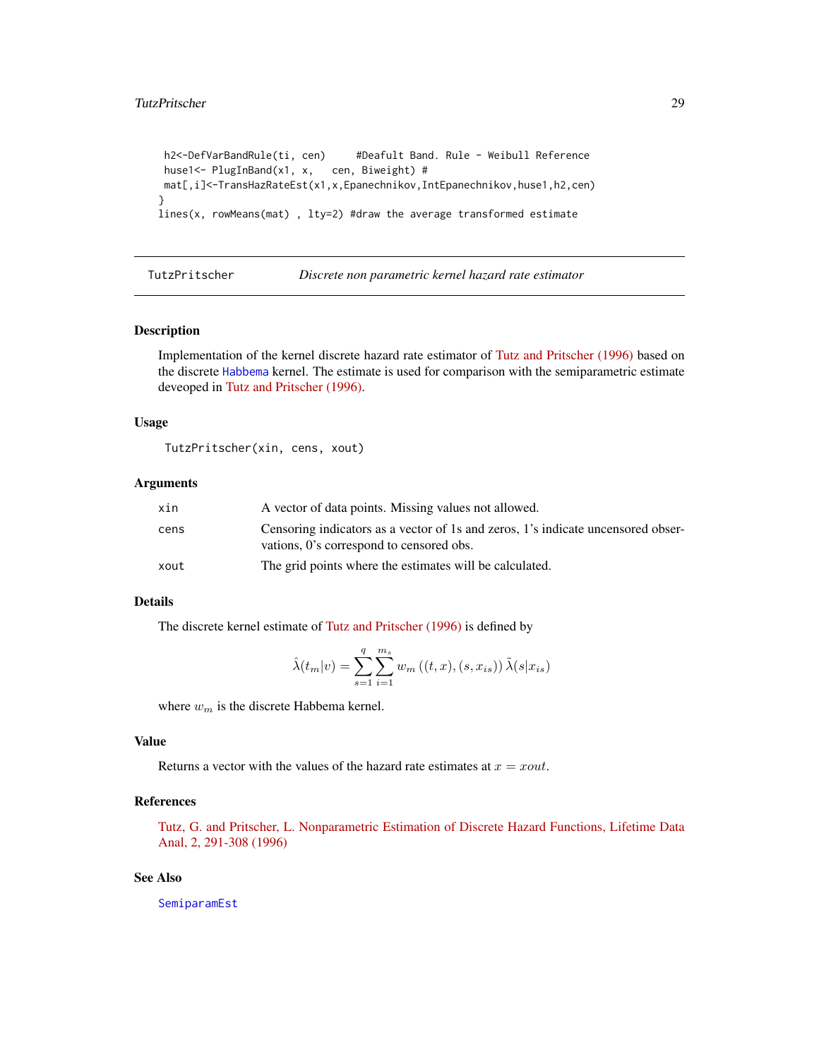```
 h2<-DefVarBandRule(ti, cen)     #Deafult Band. Rule - Weibull Reference
 huse1<- PlugInBand(x1, x,   cen, Biweight) #
 mat[,i]<-TransHazRateEst(x1,x,Epanechnikov,IntEpanechnikov,huse1,h2,cen)
}
lines(x, rowMeans(mat) , lty=2) #draw the average transformed estimate
```

---

## TutzPritscher — *Discrete non parametric kernel hazard rate estimator*

---

### Description

Implementation of the kernel discrete hazard rate estimator of Tutz and Pritscher (1996) based on the discrete `Habbema` kernel. The estimate is used for comparison with the semiparametric estimate deveoped in Tutz and Pritscher (1996).

### Usage

```
TutzPritscher(xin, cens, xout)
```

### Arguments

| | |
|---|---|
| `xin` | A vector of data points. Missing values not allowed. |
| `cens` | Censoring indicators as a vector of 1s and zeros, 1's indicate uncensored observations, 0's correspond to censored obs. |
| `xout` | The grid points where the estimates will be calculated. |

### Details

The discrete kernel estimate of Tutz and Pritscher (1996) is defined by

$$\hat{\lambda}(t_m|v) = \sum_{s=1}^{q} \sum_{i=1}^{m_s} w_m\left((t,x),(s,x_{is})\right)\tilde{\lambda}(s|x_{is})$$

where $w_m$ is the discrete Habbema kernel.

### Value

Returns a vector with the values of the hazard rate estimates at $x = xout$.

### References

Tutz, G. and Pritscher, L. Nonparametric Estimation of Discrete Hazard Functions, Lifetime Data Anal, 2, 291-308 (1996)

### See Also

`SemiparamEst`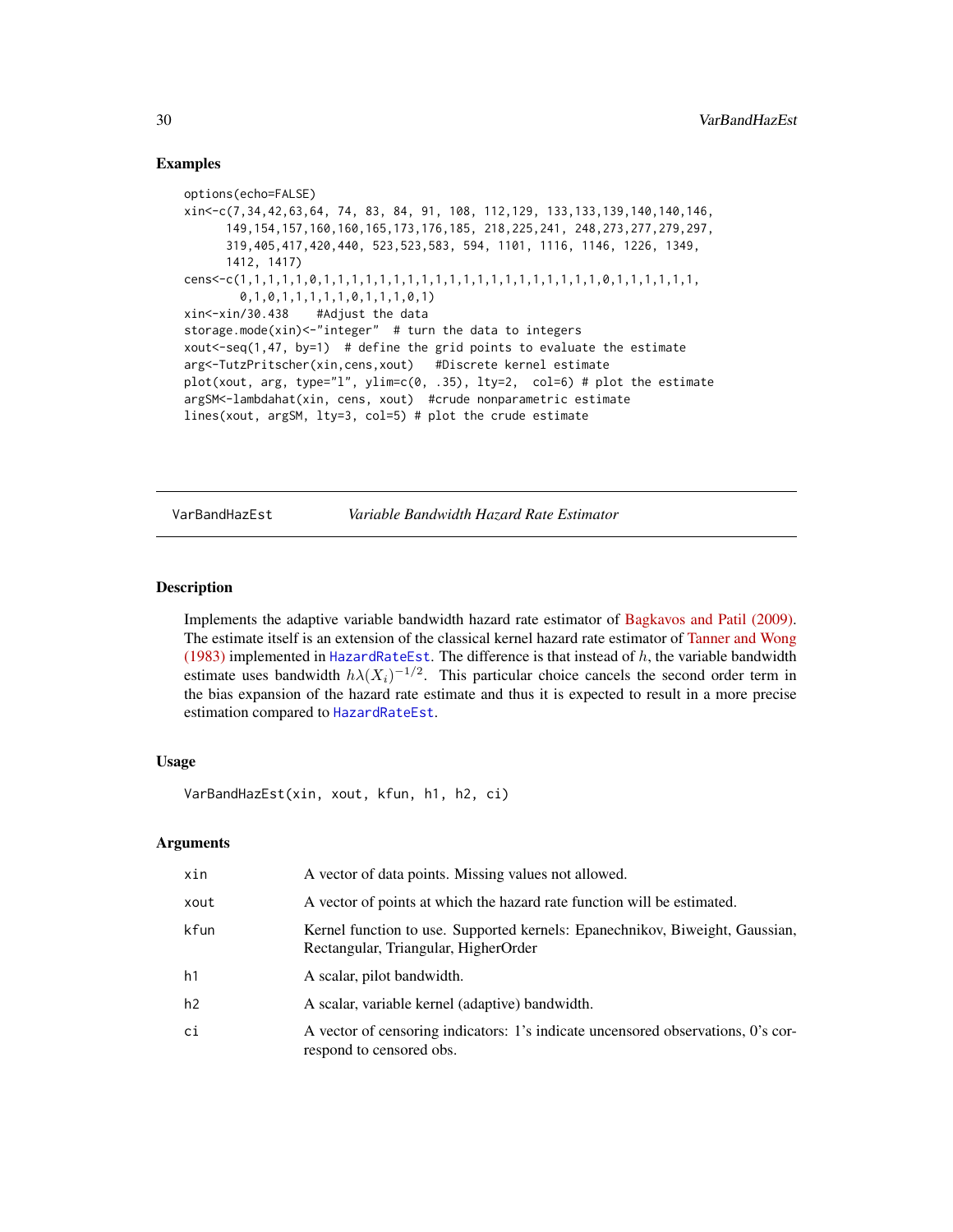## Examples

```
options(echo=FALSE)
xin<-c(7,34,42,63,64, 74, 83, 84, 91, 108, 112,129, 133,133,139,140,140,146,
      149,154,157,160,160,165,173,176,185, 218,225,241, 248,273,277,279,297,
      319,405,417,420,440, 523,523,583, 594, 1101, 1116, 1146, 1226, 1349,
      1412, 1417)
cens<-c(1,1,1,1,1,0,1,1,1,1,1,1,1,1,1,1,1,1,1,1,1,1,1,1,1,1,1,0,1,1,1,1,1,1,
        0,1,0,1,1,1,1,1,0,1,1,1,0,1)
xin<-xin/30.438    #Adjust the data
storage.mode(xin)<-"integer"  # turn the data to integers
xout<-seq(1,47, by=1)  # define the grid points to evaluate the estimate
arg<-TutzPritscher(xin,cens,xout)   #Discrete kernel estimate
plot(xout, arg, type="l", ylim=c(0, .35), lty=2,  col=6) # plot the estimate
argSM<-lambdahat(xin, cens, xout)  #crude nonparametric estimate
lines(xout, argSM, lty=3, col=5) # plot the crude estimate
```

---

# VarBandHazEst *Variable Bandwidth Hazard Rate Estimator*

---

## Description

Implements the adaptive variable bandwidth hazard rate estimator of Bagkavos and Patil (2009). The estimate itself is an extension of the classical kernel hazard rate estimator of Tanner and Wong (1983) implemented in `HazardRateEst`. The difference is that instead of $h$, the variable bandwidth estimate uses bandwidth $h\lambda(X_i)^{-1/2}$. This particular choice cancels the second order term in the bias expansion of the hazard rate estimate and thus it is expected to result in a more precise estimation compared to `HazardRateEst`.

## Usage

```
VarBandHazEst(xin, xout, kfun, h1, h2, ci)
```

## Arguments

| | |
|---|---|
| `xin` | A vector of data points. Missing values not allowed. |
| `xout` | A vector of points at which the hazard rate function will be estimated. |
| `kfun` | Kernel function to use. Supported kernels: Epanechnikov, Biweight, Gaussian, Rectangular, Triangular, HigherOrder |
| `h1` | A scalar, pilot bandwidth. |
| `h2` | A scalar, variable kernel (adaptive) bandwidth. |
| `ci` | A vector of censoring indicators: 1's indicate uncensored observations, 0's correspond to censored obs. |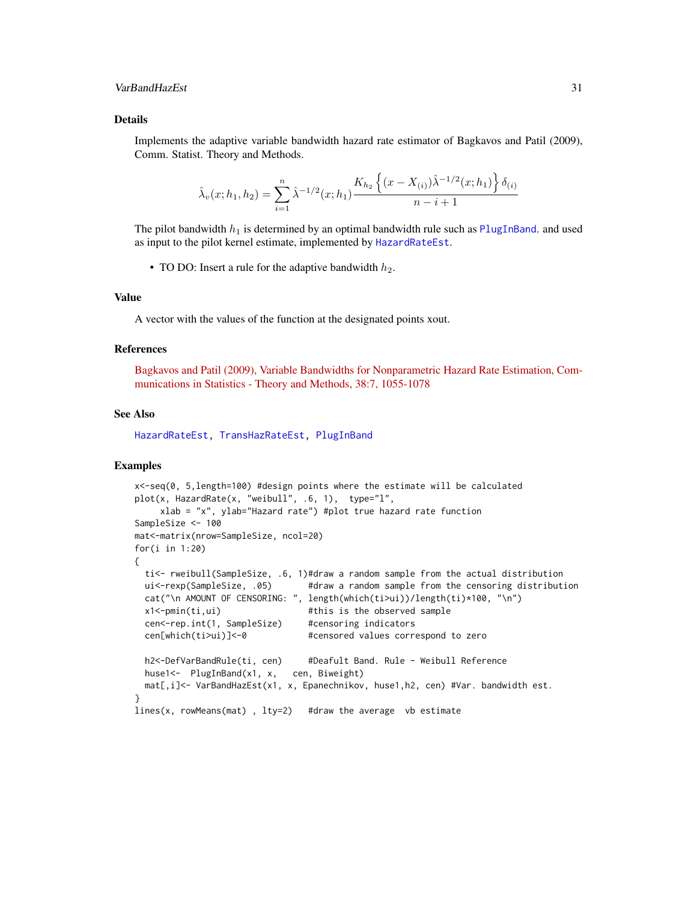### Details

Implements the adaptive variable bandwidth hazard rate estimator of Bagkavos and Patil (2009), Comm. Statist. Theory and Methods.

$$\hat{\lambda}_v(x;h_1,h_2) = \sum_{i=1}^{n} \hat{\lambda}^{-1/2}(x;h_1) \frac{K_{h_2}\left\{(x - X_{(i)})\hat{\lambda}^{-1/2}(x;h_1)\right\} \delta_{(i)}}{n-i+1}$$

The pilot bandwidth $h_1$ is determined by an optimal bandwidth rule such as PlugInBand. and used as input to the pilot kernel estimate, implemented by HazardRateEst.

- TO DO: Insert a rule for the adaptive bandwidth $h_2$.

### Value

A vector with the values of the function at the designated points xout.

### References

Bagkavos and Patil (2009), Variable Bandwidths for Nonparametric Hazard Rate Estimation, Communications in Statistics - Theory and Methods, 38:7, 1055-1078

### See Also

HazardRateEst, TransHazRateEst, PlugInBand

### Examples

```
x<-seq(0, 5,length=100) #design points where the estimate will be calculated
plot(x, HazardRate(x, "weibull", .6, 1),  type="l",
     xlab = "x", ylab="Hazard rate") #plot true hazard rate function
SampleSize <- 100
mat<-matrix(nrow=SampleSize, ncol=20)
for(i in 1:20)
{
  ti<- rweibull(SampleSize, .6, 1)#draw a random sample from the actual distribution
  ui<-rexp(SampleSize, .05)       #draw a random sample from the censoring distribution
  cat("\n AMOUNT OF CENSORING: ", length(which(ti>ui))/length(ti)*100, "\n")
  x1<-pmin(ti,ui)                 #this is the observed sample
  cen<-rep.int(1, SampleSize)     #censoring indicators
  cen[which(ti>ui)]<-0            #censored values correspond to zero

  h2<-DefVarBandRule(ti, cen)     #Deafult Band. Rule - Weibull Reference
  huse1<-  PlugInBand(x1, x,   cen, Biweight)
  mat[,i]<- VarBandHazEst(x1, x, Epanechnikov, huse1,h2, cen) #Var. bandwidth est.
}
lines(x, rowMeans(mat) , lty=2)   #draw the average  vb estimate
```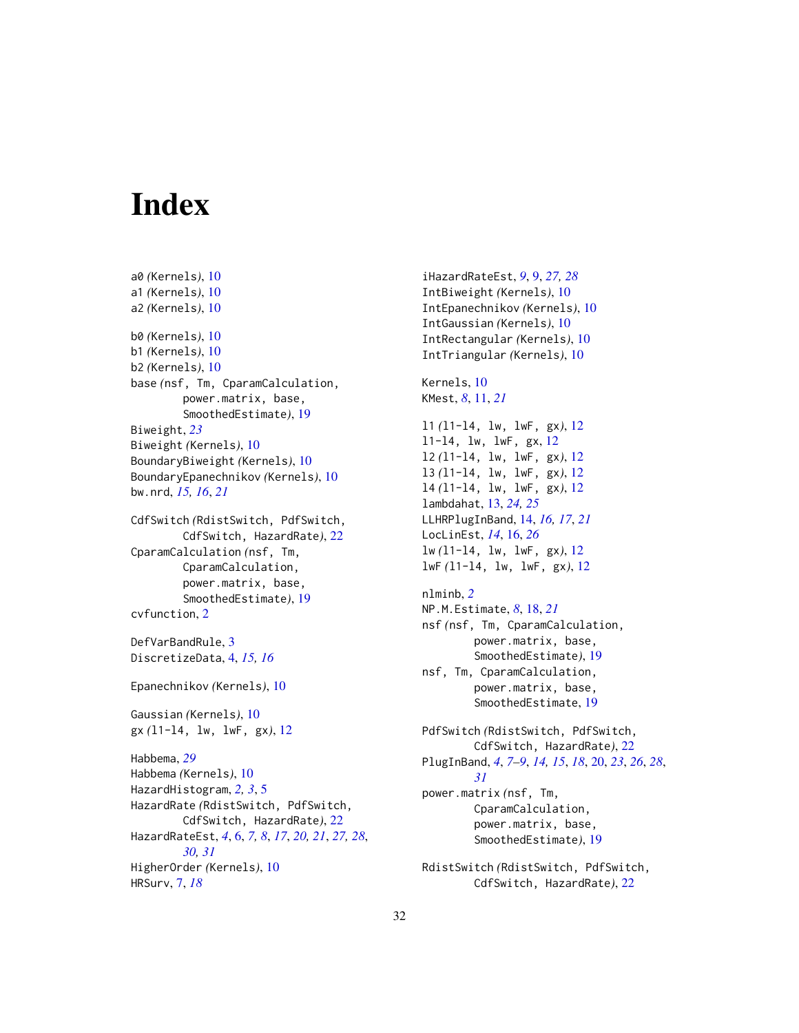# Index

a0 *(Kernels)*, 10
a1 *(Kernels)*, 10
a2 *(Kernels)*, 10

b0 *(Kernels)*, 10
b1 *(Kernels)*, 10
b2 *(Kernels)*, 10
base *(nsf, Tm, CparamCalculation, power.matrix, base, SmoothedEstimate)*, 19
Biweight, *23*
Biweight *(Kernels)*, 10
BoundaryBiweight *(Kernels)*, 10
BoundaryEpanechnikov *(Kernels)*, 10
bw.nrd, *15, 16*, *21*

CdfSwitch *(RdistSwitch, PdfSwitch, CdfSwitch, HazardRate)*, 22
CparamCalculation *(nsf, Tm, CparamCalculation, power.matrix, base, SmoothedEstimate)*, 19
cvfunction, 2

DefVarBandRule, 3
DiscretizeData, 4, *15, 16*

Epanechnikov *(Kernels)*, 10

Gaussian *(Kernels)*, 10
gx *(l1-l4, lw, lwF, gx)*, 12

Habbema, *29*
Habbema *(Kernels)*, 10
HazardHistogram, *2, 3*, 5
HazardRate *(RdistSwitch, PdfSwitch, CdfSwitch, HazardRate)*, 22
HazardRateEst, *4*, 6, *7, 8*, *17*, *20, 21*, *27, 28*, *30, 31*
HigherOrder *(Kernels)*, 10
HRSurv, 7, *18*

iHazardRateEst, *9*, 9, *27, 28*
IntBiweight *(Kernels)*, 10
IntEpanechnikov *(Kernels)*, 10
IntGaussian *(Kernels)*, 10
IntRectangular *(Kernels)*, 10
IntTriangular *(Kernels)*, 10

Kernels, 10
KMest, *8*, 11, *21*

l1 *(l1-l4, lw, lwF, gx)*, 12
l1-l4, lw, lwF, gx, 12
l2 *(l1-l4, lw, lwF, gx)*, 12
l3 *(l1-l4, lw, lwF, gx)*, 12
l4 *(l1-l4, lw, lwF, gx)*, 12
lambdahat, 13, *24, 25*
LLHRPlugInBand, 14, *16, 17*, *21*
LocLinEst, *14*, 16, *26*
lw *(l1-l4, lw, lwF, gx)*, 12
lwF *(l1-l4, lw, lwF, gx)*, 12

nlminb, *2*
NP.M.Estimate, *8*, 18, *21*
nsf *(nsf, Tm, CparamCalculation, power.matrix, base, SmoothedEstimate)*, 19
nsf, Tm, CparamCalculation, power.matrix, base, SmoothedEstimate, 19

PdfSwitch *(RdistSwitch, PdfSwitch, CdfSwitch, HazardRate)*, 22
PlugInBand, *4*, *7–9*, *14, 15*, *18*, 20, *23*, *26*, *28*, *31*
power.matrix *(nsf, Tm, CparamCalculation, power.matrix, base, SmoothedEstimate)*, 19

RdistSwitch *(RdistSwitch, PdfSwitch, CdfSwitch, HazardRate)*, 22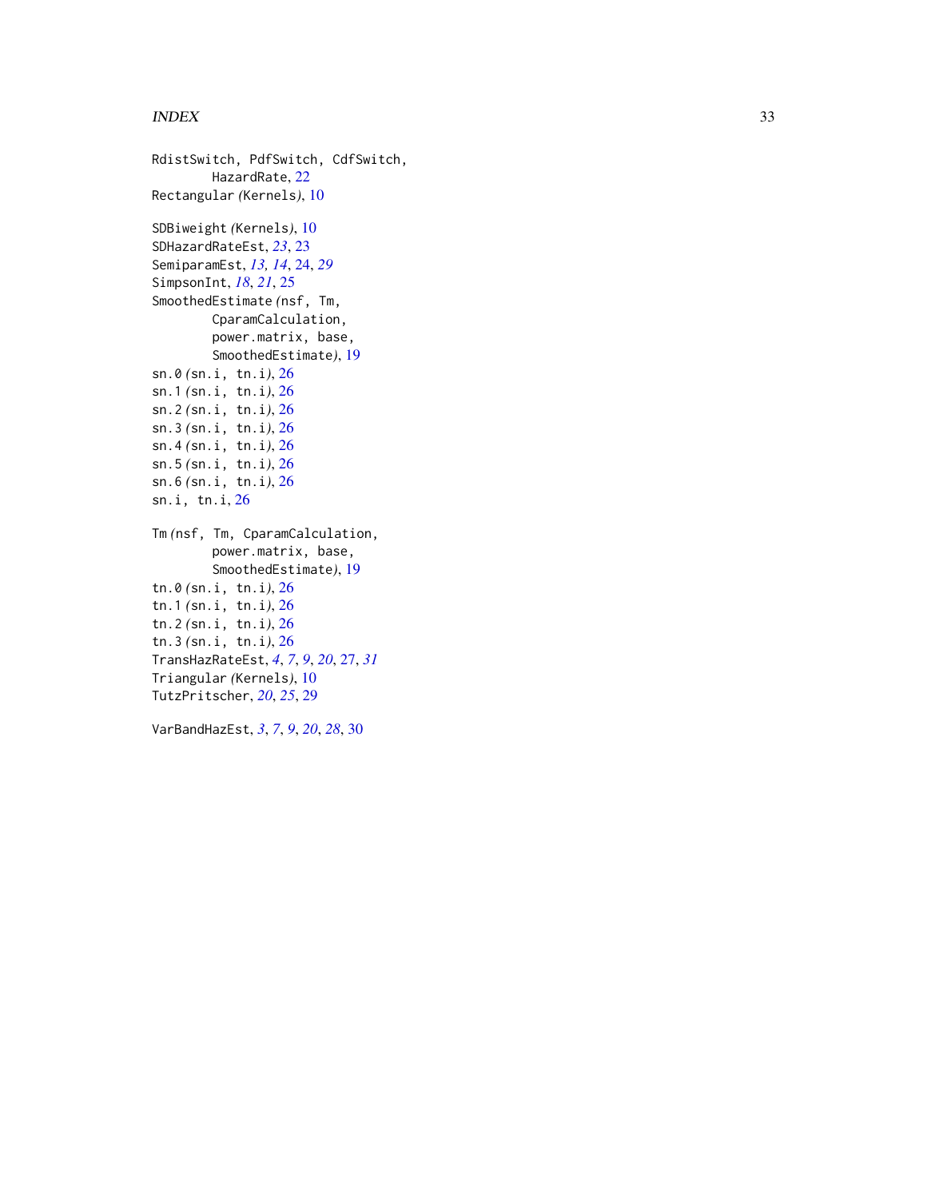RdistSwitch, PdfSwitch, CdfSwitch, HazardRate, 22
Rectangular *(*Kernels*)*, 10

SDBiweight *(*Kernels*)*, 10
SDHazardRateEst, *23*, 23
SemiparamEst, *13, 14*, 24, *29*
SimpsonInt, *18*, *21*, 25
SmoothedEstimate *(*nsf, Tm, CparamCalculation, power.matrix, base, SmoothedEstimate*)*, 19
sn.0 *(*sn.i, tn.i*)*, 26
sn.1 *(*sn.i, tn.i*)*, 26
sn.2 *(*sn.i, tn.i*)*, 26
sn.3 *(*sn.i, tn.i*)*, 26
sn.4 *(*sn.i, tn.i*)*, 26
sn.5 *(*sn.i, tn.i*)*, 26
sn.6 *(*sn.i, tn.i*)*, 26
sn.i, tn.i, 26

Tm *(*nsf, Tm, CparamCalculation, power.matrix, base, SmoothedEstimate*)*, 19
tn.0 *(*sn.i, tn.i*)*, 26
tn.1 *(*sn.i, tn.i*)*, 26
tn.2 *(*sn.i, tn.i*)*, 26
tn.3 *(*sn.i, tn.i*)*, 26
TransHazRateEst, *4*, *7*, *9*, *20*, 27, *31*
Triangular *(*Kernels*)*, 10
TutzPritscher, *20*, *25*, 29

VarBandHazEst, *3*, *7*, *9*, *20*, *28*, 30